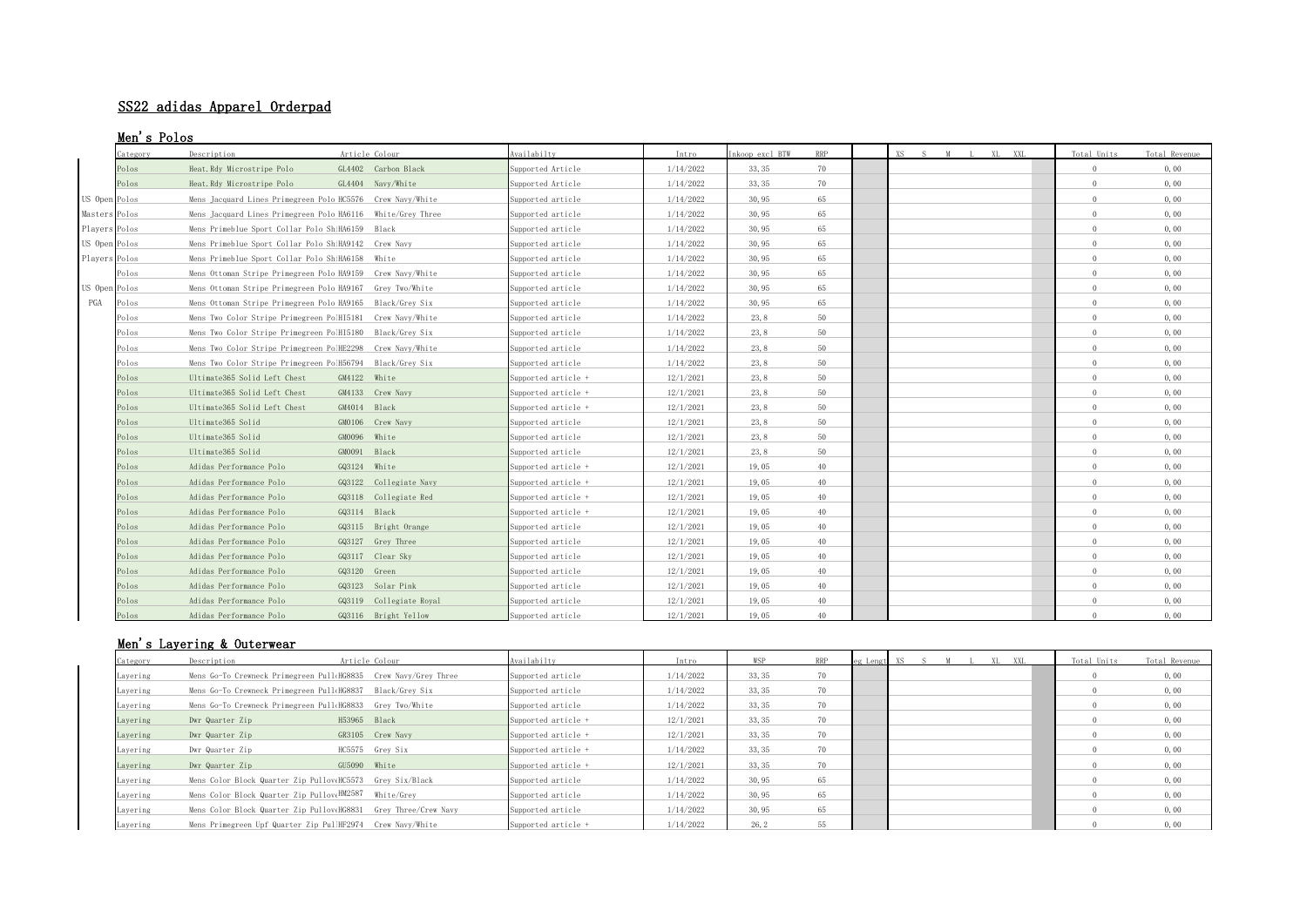# SS22 adidas Apparel Orderpad

## Men's Polos

| | Category | Description | Article | Colour | Availabilty | Intro | Inkoop excl BTW | RRP | | XS | S | M | L | XL | XXL | | Total Units | Total Revenue |
|---|---|---|---|---|---|---|---|---|---|---|---|---|---|---|---|---|---|---|
| | Polos | Heat.Rdy Microstripe Polo | GL4402 | Carbon Black | Supported Article | 1/14/2022 | 33,35 | 70 | | | | | | | | | 0 | 0,00 |
| | Polos | Heat.Rdy Microstripe Polo | GL4404 | Navy/White | Supported Article | 1/14/2022 | 33,35 | 70 | | | | | | | | | 0 | 0,00 |
| US Open | Polos | Mens Jacquard Lines Primegreen Polo | HC5576 | Crew Navy/White | Supported article | 1/14/2022 | 30,95 | 65 | | | | | | | | | 0 | 0,00 |
| Masters | Polos | Mens Jacquard Lines Primegreen Polo | HA6116 | White/Grey Three | Supported article | 1/14/2022 | 30,95 | 65 | | | | | | | | | 0 | 0,00 |
| Players | Polos | Mens Primeblue Sport Collar Polo Sh | HA6159 | Black | Supported article | 1/14/2022 | 30,95 | 65 | | | | | | | | | 0 | 0,00 |
| US Open | Polos | Mens Primeblue Sport Collar Polo Sh | HA9142 | Crew Navy | Supported article | 1/14/2022 | 30,95 | 65 | | | | | | | | | 0 | 0,00 |
| Players | Polos | Mens Primeblue Sport Collar Polo Sh | HA6158 | White | Supported article | 1/14/2022 | 30,95 | 65 | | | | | | | | | 0 | 0,00 |
| | Polos | Mens Ottoman Stripe Primegreen Polo | HA9159 | Crew Navy/White | Supported article | 1/14/2022 | 30,95 | 65 | | | | | | | | | 0 | 0,00 |
| US Open | Polos | Mens Ottoman Stripe Primegreen Polo | HA9167 | Grey Two/White | Supported article | 1/14/2022 | 30,95 | 65 | | | | | | | | | 0 | 0,00 |
| PGA | Polos | Mens Ottoman Stripe Primegreen Polo | HA9165 | Black/Grey Six | Supported article | 1/14/2022 | 30,95 | 65 | | | | | | | | | 0 | 0,00 |
| | Polos | Mens Two Color Stripe Primegreen Po | HI5181 | Crew Navy/White | Supported article | 1/14/2022 | 23,8 | 50 | | | | | | | | | 0 | 0,00 |
| | Polos | Mens Two Color Stripe Primegreen Po | HI5180 | Black/Grey Six | Supported article | 1/14/2022 | 23,8 | 50 | | | | | | | | | 0 | 0,00 |
| | Polos | Mens Two Color Stripe Primegreen Po | HE2298 | Crew Navy/White | Supported article | 1/14/2022 | 23,8 | 50 | | | | | | | | | 0 | 0,00 |
| | Polos | Mens Two Color Stripe Primegreen Po | H56794 | Black/Grey Six | Supported article | 1/14/2022 | 23,8 | 50 | | | | | | | | | 0 | 0,00 |
| | Polos | Ultimate365 Solid Left Chest | GM4122 | White | Supported article + | 12/1/2021 | 23,8 | 50 | | | | | | | | | 0 | 0,00 |
| | Polos | Ultimate365 Solid Left Chest | GM4133 | Crew Navy | Supported article + | 12/1/2021 | 23,8 | 50 | | | | | | | | | 0 | 0,00 |
| | Polos | Ultimate365 Solid Left Chest | GM4014 | Black | Supported article + | 12/1/2021 | 23,8 | 50 | | | | | | | | | 0 | 0,00 |
| | Polos | Ultimate365 Solid | GM0106 | Crew Navy | Supported article | 12/1/2021 | 23,8 | 50 | | | | | | | | | 0 | 0,00 |
| | Polos | Ultimate365 Solid | GM0096 | White | Supported article | 12/1/2021 | 23,8 | 50 | | | | | | | | | 0 | 0,00 |
| | Polos | Ultimate365 Solid | GM0091 | Black | Supported article | 12/1/2021 | 23,8 | 50 | | | | | | | | | 0 | 0,00 |
| | Polos | Adidas Performance Polo | GQ3124 | White | Supported article + | 12/1/2021 | 19,05 | 40 | | | | | | | | | 0 | 0,00 |
| | Polos | Adidas Performance Polo | GQ3122 | Collegiate Navy | Supported article + | 12/1/2021 | 19,05 | 40 | | | | | | | | | 0 | 0,00 |
| | Polos | Adidas Performance Polo | GQ3118 | Collegiate Red | Supported article + | 12/1/2021 | 19,05 | 40 | | | | | | | | | 0 | 0,00 |
| | Polos | Adidas Performance Polo | GQ3114 | Black | Supported article + | 12/1/2021 | 19,05 | 40 | | | | | | | | | 0 | 0,00 |
| | Polos | Adidas Performance Polo | GQ3115 | Bright Orange | Supported article | 12/1/2021 | 19,05 | 40 | | | | | | | | | 0 | 0,00 |
| | Polos | Adidas Performance Polo | GQ3127 | Grey Three | Supported article | 12/1/2021 | 19,05 | 40 | | | | | | | | | 0 | 0,00 |
| | Polos | Adidas Performance Polo | GQ3117 | Clear Sky | Supported article | 12/1/2021 | 19,05 | 40 | | | | | | | | | 0 | 0,00 |
| | Polos | Adidas Performance Polo | GQ3120 | Green | Supported article | 12/1/2021 | 19,05 | 40 | | | | | | | | | 0 | 0,00 |
| | Polos | Adidas Performance Polo | GQ3123 | Solar Pink | Supported article | 12/1/2021 | 19,05 | 40 | | | | | | | | | 0 | 0,00 |
| | Polos | Adidas Performance Polo | GQ3119 | Collegiate Royal | Supported article | 12/1/2021 | 19,05 | 40 | | | | | | | | | 0 | 0,00 |
| | Polos | Adidas Performance Polo | GQ3116 | Bright Yellow | Supported article | 12/1/2021 | 19,05 | 40 | | | | | | | | | 0 | 0,00 |

## Men's Layering & Outerwear

| Category | Description | Article | Colour | Availabilty | Intro | WSP | RRP | eg Lengt | XS | S | M | L | XL | XXL | | Total Units | Total Revenue |
|---|---|---|---|---|---|---|---|---|---|---|---|---|---|---|---|---|---|
| Layering | Mens Go-To Crewneck Primegreen Pull | HG8835 | Crew Navy/Grey Three | Supported article | 1/14/2022 | 33,35 | 70 | | | | | | | | | 0 | 0,00 |
| Layering | Mens Go-To Crewneck Primegreen Pull | HG8837 | Black/Grey Six | Supported article | 1/14/2022 | 33,35 | 70 | | | | | | | | | 0 | 0,00 |
| Layering | Mens Go-To Crewneck Primegreen Pull | HG8833 | Grey Two/White | Supported article | 1/14/2022 | 33,35 | 70 | | | | | | | | | 0 | 0,00 |
| Layering | Dwr Quarter Zip | H53965 | Black | Supported article + | 12/1/2021 | 33,35 | 70 | | | | | | | | | 0 | 0,00 |
| Layering | Dwr Quarter Zip | GR3105 | Crew Navy | Supported article + | 12/1/2021 | 33,35 | 70 | | | | | | | | | 0 | 0,00 |
| Layering | Dwr Quarter Zip | HC5575 | Grey Six | Supported article + | 1/14/2022 | 33,35 | 70 | | | | | | | | | 0 | 0,00 |
| Layering | Dwr Quarter Zip | GU5090 | White | Supported article + | 12/1/2021 | 33,35 | 70 | | | | | | | | | 0 | 0,00 |
| Layering | Mens Color Block Quarter Zip Pullove | HC5573 | Grey Six/Black | Supported article | 1/14/2022 | 30,95 | 65 | | | | | | | | | 0 | 0,00 |
| Layering | Mens Color Block Quarter Zip Pullove | HM2587 | White/Grey | Supported article | 1/14/2022 | 30,95 | 65 | | | | | | | | | 0 | 0,00 |
| Layering | Mens Color Block Quarter Zip Pullove | HG8831 | Grey Three/Crew Navy | Supported article | 1/14/2022 | 30,95 | 65 | | | | | | | | | 0 | 0,00 |
| Layering | Mens Primegreen Upf Quarter Zip Pul | HF2974 | Crew Navy/White | Supported article + | 1/14/2022 | 26,2 | 55 | | | | | | | | | 0 | 0,00 |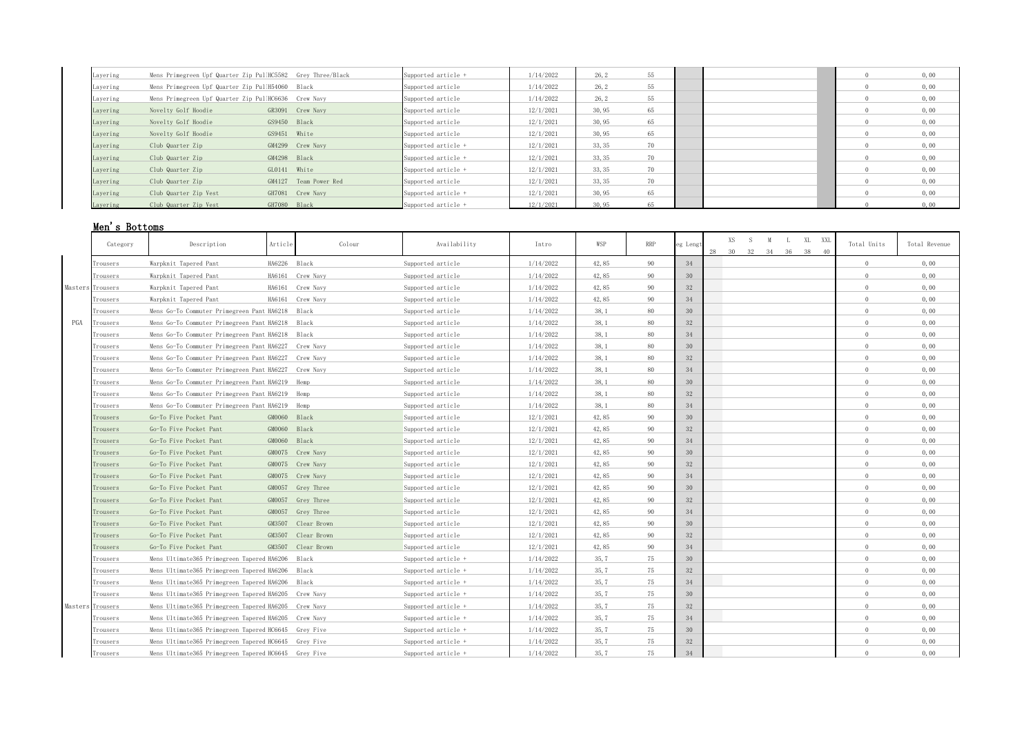| | Category | Description | Article | Colour | Availability | Intro | WSP | RRP | | | Total Units | Total Revenue |
|---|---|---|---|---|---|---|---|---|---|---|---|---|
| | Layering | Mens Primegreen Upf Quarter Zip Pul | HC5582 | Grey Three/Black | Supported article + | 1/14/2022 | 26,2 | 55 | | | 0 | 0,00 |
| | Layering | Mens Primegreen Upf Quarter Zip Pul | H54060 | Black | Supported article | 1/14/2022 | 26,2 | 55 | | | 0 | 0,00 |
| | Layering | Mens Primegreen Upf Quarter Zip Pul | HC6636 | Crew Navy | Supported article | 1/14/2022 | 26,2 | 55 | | | 0 | 0,00 |
| | Layering | Novelty Golf Hoodie | GR3091 | Crew Navy | Supported article | 12/1/2021 | 30,95 | 65 | | | 0 | 0,00 |
| | Layering | Novelty Golf Hoodie | GS9450 | Black | Supported article | 12/1/2021 | 30,95 | 65 | | | 0 | 0,00 |
| | Layering | Novelty Golf Hoodie | GS9451 | White | Supported article | 12/1/2021 | 30,95 | 65 | | | 0 | 0,00 |
| | Layering | Club Quarter Zip | GM4299 | Crew Navy | Supported article + | 12/1/2021 | 33,35 | 70 | | | 0 | 0,00 |
| | Layering | Club Quarter Zip | GM4298 | Black | Supported article + | 12/1/2021 | 33,35 | 70 | | | 0 | 0,00 |
| | Layering | Club Quarter Zip | GL0141 | White | Supported article + | 12/1/2021 | 33,35 | 70 | | | 0 | 0,00 |
| | Layering | Club Quarter Zip | GM4127 | Team Power Red | Supported article | 12/1/2021 | 33,35 | 70 | | | 0 | 0,00 |
| | Layering | Club Quarter Zip Vest | GH7081 | Crew Navy | Supported article + | 12/1/2021 | 30,95 | 65 | | | 0 | 0,00 |
| | Layering | Club Quarter Zip Vest | GH7080 | Black | Supported article + | 12/1/2021 | 30,95 | 65 | | | 0 | 0,00 |

## Men's Bottoms

| | Category | Description | Article | Colour | Availability | Intro | WSP | RRP | eg Lengt | XS 28 | S 30 | M 32 | L 34 | XL 36 | XXL 38 | 40 | Total Units | Total Revenue |
|---|---|---|---|---|---|---|---|---|---|---|---|---|---|---|---|---|---|---|
| | Trousers | Warpknit Tapered Pant | HA6226 | Black | Supported article | 1/14/2022 | 42,85 | 90 | 34 | | | | | | | | 0 | 0,00 |
| | Trousers | Warpknit Tapered Pant | HA6161 | Crew Navy | Supported article | 1/14/2022 | 42,85 | 90 | 30 | | | | | | | | 0 | 0,00 |
| Masters | Trousers | Warpknit Tapered Pant | HA6161 | Crew Navy | Supported article | 1/14/2022 | 42,85 | 90 | 32 | | | | | | | | 0 | 0,00 |
| | Trousers | Warpknit Tapered Pant | HA6161 | Crew Navy | Supported article | 1/14/2022 | 42,85 | 90 | 34 | | | | | | | | 0 | 0,00 |
| | Trousers | Mens Go-To Commuter Primegreen Pant | HA6218 | Black | Supported article | 1/14/2022 | 38,1 | 80 | 30 | | | | | | | | 0 | 0,00 |
| PGA | Trousers | Mens Go-To Commuter Primegreen Pant | HA6218 | Black | Supported article | 1/14/2022 | 38,1 | 80 | 32 | | | | | | | | 0 | 0,00 |
| | Trousers | Mens Go-To Commuter Primegreen Pant | HA6218 | Black | Supported article | 1/14/2022 | 38,1 | 80 | 34 | | | | | | | | 0 | 0,00 |
| | Trousers | Mens Go-To Commuter Primegreen Pant | HA6227 | Crew Navy | Supported article | 1/14/2022 | 38,1 | 80 | 30 | | | | | | | | 0 | 0,00 |
| | Trousers | Mens Go-To Commuter Primegreen Pant | HA6227 | Crew Navy | Supported article | 1/14/2022 | 38,1 | 80 | 32 | | | | | | | | 0 | 0,00 |
| | Trousers | Mens Go-To Commuter Primegreen Pant | HA6227 | Crew Navy | Supported article | 1/14/2022 | 38,1 | 80 | 34 | | | | | | | | 0 | 0,00 |
| | Trousers | Mens Go-To Commuter Primegreen Pant | HA6219 | Hemp | Supported article | 1/14/2022 | 38,1 | 80 | 30 | | | | | | | | 0 | 0,00 |
| | Trousers | Mens Go-To Commuter Primegreen Pant | HA6219 | Hemp | Supported article | 1/14/2022 | 38,1 | 80 | 32 | | | | | | | | 0 | 0,00 |
| | Trousers | Mens Go-To Commuter Primegreen Pant | HA6219 | Hemp | Supported article | 1/14/2022 | 38,1 | 80 | 34 | | | | | | | | 0 | 0,00 |
| | Trousers | Go-To Five Pocket Pant | GM0060 | Black | Supported article | 12/1/2021 | 42,85 | 90 | 30 | | | | | | | | 0 | 0,00 |
| | Trousers | Go-To Five Pocket Pant | GM0060 | Black | Supported article | 12/1/2021 | 42,85 | 90 | 32 | | | | | | | | 0 | 0,00 |
| | Trousers | Go-To Five Pocket Pant | GM0060 | Black | Supported article | 12/1/2021 | 42,85 | 90 | 34 | | | | | | | | 0 | 0,00 |
| | Trousers | Go-To Five Pocket Pant | GM0075 | Crew Navy | Supported article | 12/1/2021 | 42,85 | 90 | 30 | | | | | | | | 0 | 0,00 |
| | Trousers | Go-To Five Pocket Pant | GM0075 | Crew Navy | Supported article | 12/1/2021 | 42,85 | 90 | 32 | | | | | | | | 0 | 0,00 |
| | Trousers | Go-To Five Pocket Pant | GM0075 | Crew Navy | Supported article | 12/1/2021 | 42,85 | 90 | 34 | | | | | | | | 0 | 0,00 |
| | Trousers | Go-To Five Pocket Pant | GM0057 | Grey Three | Supported article | 12/1/2021 | 42,85 | 90 | 30 | | | | | | | | 0 | 0,00 |
| | Trousers | Go-To Five Pocket Pant | GM0057 | Grey Three | Supported article | 12/1/2021 | 42,85 | 90 | 32 | | | | | | | | 0 | 0,00 |
| | Trousers | Go-To Five Pocket Pant | GM0057 | Grey Three | Supported article | 12/1/2021 | 42,85 | 90 | 34 | | | | | | | | 0 | 0,00 |
| | Trousers | Go-To Five Pocket Pant | GM3507 | Clear Brown | Supported article | 12/1/2021 | 42,85 | 90 | 30 | | | | | | | | 0 | 0,00 |
| | Trousers | Go-To Five Pocket Pant | GM3507 | Clear Brown | Supported article | 12/1/2021 | 42,85 | 90 | 32 | | | | | | | | 0 | 0,00 |
| | Trousers | Go-To Five Pocket Pant | GM3507 | Clear Brown | Supported article | 12/1/2021 | 42,85 | 90 | 34 | | | | | | | | 0 | 0,00 |
| | Trousers | Mens Ultimate365 Primegreen Tapered | HA6206 | Black | Supported article + | 1/14/2022 | 35,7 | 75 | 30 | | | | | | | | 0 | 0,00 |
| | Trousers | Mens Ultimate365 Primegreen Tapered | HA6206 | Black | Supported article + | 1/14/2022 | 35,7 | 75 | 32 | | | | | | | | 0 | 0,00 |
| | Trousers | Mens Ultimate365 Primegreen Tapered | HA6206 | Black | Supported article + | 1/14/2022 | 35,7 | 75 | 34 | | | | | | | | 0 | 0,00 |
| | Trousers | Mens Ultimate365 Primegreen Tapered | HA6205 | Crew Navy | Supported article + | 1/14/2022 | 35,7 | 75 | 30 | | | | | | | | 0 | 0,00 |
| Masters | Trousers | Mens Ultimate365 Primegreen Tapered | HA6205 | Crew Navy | Supported article + | 1/14/2022 | 35,7 | 75 | 32 | | | | | | | | 0 | 0,00 |
| | Trousers | Mens Ultimate365 Primegreen Tapered | HA6205 | Crew Navy | Supported article + | 1/14/2022 | 35,7 | 75 | 34 | | | | | | | | 0 | 0,00 |
| | Trousers | Mens Ultimate365 Primegreen Tapered | HC6645 | Grey Five | Supported article + | 1/14/2022 | 35,7 | 75 | 30 | | | | | | | | 0 | 0,00 |
| | Trousers | Mens Ultimate365 Primegreen Tapered | HC6645 | Grey Five | Supported article + | 1/14/2022 | 35,7 | 75 | 32 | | | | | | | | 0 | 0,00 |
| | Trousers | Mens Ultimate365 Primegreen Tapered | HC6645 | Grey Five | Supported article + | 1/14/2022 | 35,7 | 75 | 34 | | | | | | | | 0 | 0,00 |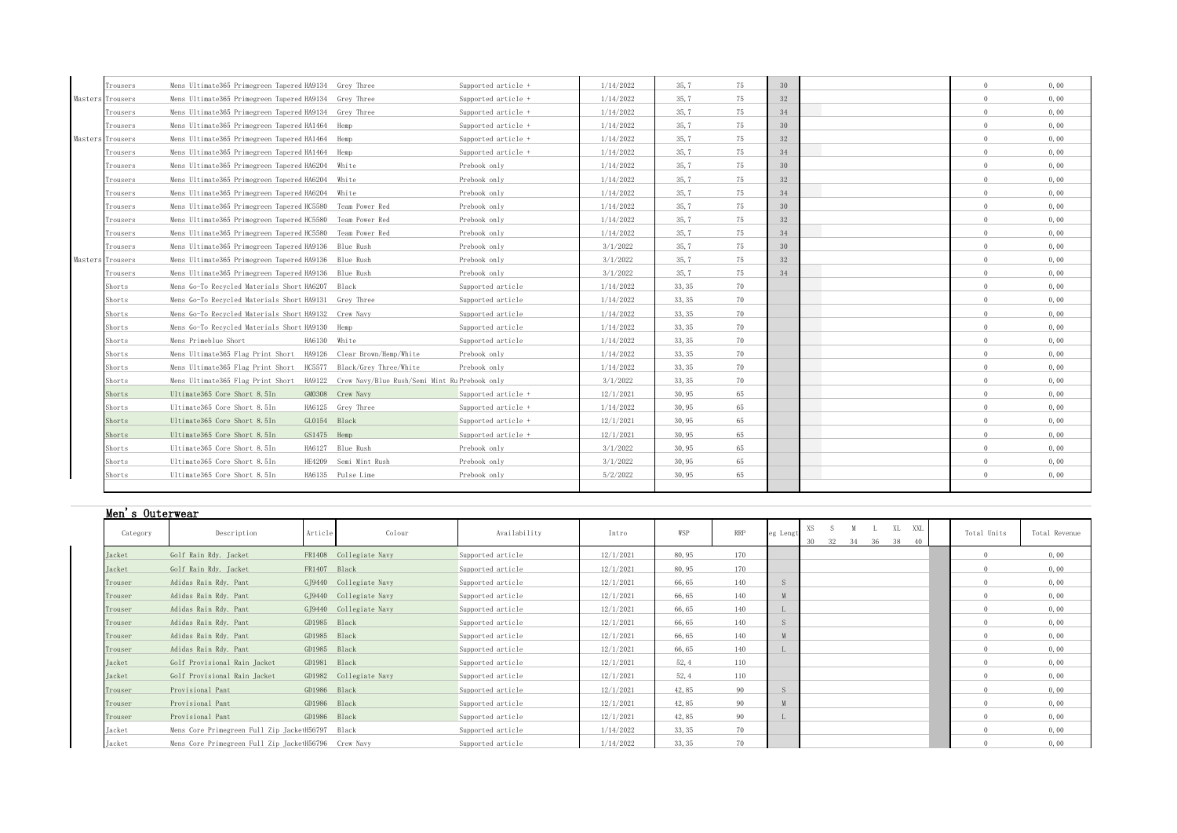| | Category | Description | Article | Colour | Availability | Intro | WSP | RRP | Leg Length | | Total Units | Total Revenue |
|---|---|---|---|---|---|---|---|---|---|---|---|---|
| | Trousers | Mens Ultimate365 Primegreen Tapered | HA9134 | Grey Three | Supported article + | 1/14/2022 | 35,7 | 75 | 30 | | 0 | 0,00 |
| Masters | Trousers | Mens Ultimate365 Primegreen Tapered | HA9134 | Grey Three | Supported article + | 1/14/2022 | 35,7 | 75 | 32 | | 0 | 0,00 |
| | Trousers | Mens Ultimate365 Primegreen Tapered | HA9134 | Grey Three | Supported article + | 1/14/2022 | 35,7 | 75 | 34 | | 0 | 0,00 |
| | Trousers | Mens Ultimate365 Primegreen Tapered | HA1464 | Hemp | Supported article + | 1/14/2022 | 35,7 | 75 | 30 | | 0 | 0,00 |
| Masters | Trousers | Mens Ultimate365 Primegreen Tapered | HA1464 | Hemp | Supported article + | 1/14/2022 | 35,7 | 75 | 32 | | 0 | 0,00 |
| | Trousers | Mens Ultimate365 Primegreen Tapered | HA1464 | Hemp | Supported article + | 1/14/2022 | 35,7 | 75 | 34 | | 0 | 0,00 |
| | Trousers | Mens Ultimate365 Primegreen Tapered | HA6204 | White | Prebook only | 1/14/2022 | 35,7 | 75 | 30 | | 0 | 0,00 |
| | Trousers | Mens Ultimate365 Primegreen Tapered | HA6204 | White | Prebook only | 1/14/2022 | 35,7 | 75 | 32 | | 0 | 0,00 |
| | Trousers | Mens Ultimate365 Primegreen Tapered | HA6204 | White | Prebook only | 1/14/2022 | 35,7 | 75 | 34 | | 0 | 0,00 |
| | Trousers | Mens Ultimate365 Primegreen Tapered | HC5580 | Team Power Red | Prebook only | 1/14/2022 | 35,7 | 75 | 30 | | 0 | 0,00 |
| | Trousers | Mens Ultimate365 Primegreen Tapered | HC5580 | Team Power Red | Prebook only | 1/14/2022 | 35,7 | 75 | 32 | | 0 | 0,00 |
| | Trousers | Mens Ultimate365 Primegreen Tapered | HC5580 | Team Power Red | Prebook only | 1/14/2022 | 35,7 | 75 | 34 | | 0 | 0,00 |
| | Trousers | Mens Ultimate365 Primegreen Tapered | HA9136 | Blue Rush | Prebook only | 3/1/2022 | 35,7 | 75 | 30 | | 0 | 0,00 |
| Masters | Trousers | Mens Ultimate365 Primegreen Tapered | HA9136 | Blue Rush | Prebook only | 3/1/2022 | 35,7 | 75 | 32 | | 0 | 0,00 |
| | Trousers | Mens Ultimate365 Primegreen Tapered | HA9136 | Blue Rush | Prebook only | 3/1/2022 | 35,7 | 75 | 34 | | 0 | 0,00 |
| | Shorts | Mens Go-To Recycled Materials Short | HA6207 | Black | Supported article | 1/14/2022 | 33,35 | 70 | | | 0 | 0,00 |
| | Shorts | Mens Go-To Recycled Materials Short | HA9131 | Grey Three | Supported article | 1/14/2022 | 33,35 | 70 | | | 0 | 0,00 |
| | Shorts | Mens Go-To Recycled Materials Short | HA9132 | Crew Navy | Supported article | 1/14/2022 | 33,35 | 70 | | | 0 | 0,00 |
| | Shorts | Mens Go-To Recycled Materials Short | HA9130 | Hemp | Supported article | 1/14/2022 | 33,35 | 70 | | | 0 | 0,00 |
| | Shorts | Mens Primeblue Short | HA6130 | White | Supported article | 1/14/2022 | 33,35 | 70 | | | 0 | 0,00 |
| | Shorts | Mens Ultimate365 Flag Print Short | HA9126 | Clear Brown/Hemp/White | Prebook only | 1/14/2022 | 33,35 | 70 | | | 0 | 0,00 |
| | Shorts | Mens Ultimate365 Flag Print Short | HC5577 | Black/Grey Three/White | Prebook only | 1/14/2022 | 33,35 | 70 | | | 0 | 0,00 |
| | Shorts | Mens Ultimate365 Flag Print Short | HA9122 | Crew Navy/Blue Rush/Semi Mint Ru | Prebook only | 3/1/2022 | 33,35 | 70 | | | 0 | 0,00 |
| | Shorts | Ultimate365 Core Short 8.5In | GM0308 | Crew Navy | Supported article + | 12/1/2021 | 30,95 | 65 | | | 0 | 0,00 |
| | Shorts | Ultimate365 Core Short 8.5In | HA6125 | Grey Three | Supported article + | 1/14/2022 | 30,95 | 65 | | | 0 | 0,00 |
| | Shorts | Ultimate365 Core Short 8.5In | GL0154 | Black | Supported article + | 12/1/2021 | 30,95 | 65 | | | 0 | 0,00 |
| | Shorts | Ultimate365 Core Short 8.5In | GS1475 | Hemp | Supported article + | 12/1/2021 | 30,95 | 65 | | | 0 | 0,00 |
| | Shorts | Ultimate365 Core Short 8.5In | HA6127 | Blue Rush | Prebook only | 3/1/2022 | 30,95 | 65 | | | 0 | 0,00 |
| | Shorts | Ultimate365 Core Short 8.5In | HE4209 | Semi Mint Rush | Prebook only | 3/1/2022 | 30,95 | 65 | | | 0 | 0,00 |
| | Shorts | Ultimate365 Core Short 8.5In | HA6135 | Pulse Lime | Prebook only | 5/2/2022 | 30,95 | 65 | | | 0 | 0,00 |

## Men's Outerwear

| Category | Description | Article | Colour | Availability | Intro | WSP | RRP | Leg Length | XS 30 | S 32 | M 34 | L 36 | XL 38 | XXL 40 | | Total Units | Total Revenue |
|---|---|---|---|---|---|---|---|---|---|---|---|---|---|---|---|---|---|
| Jacket | Golf Rain Rdy. Jacket | FR1408 | Collegiate Navy | Supported article | 12/1/2021 | 80,95 | 170 | | | | | | | | | 0 | 0,00 |
| Jacket | Golf Rain Rdy. Jacket | FR1407 | Black | Supported article | 12/1/2021 | 80,95 | 170 | | | | | | | | | 0 | 0,00 |
| Trouser | Adidas Rain Rdy. Pant | GJ9440 | Collegiate Navy | Supported article | 12/1/2021 | 66,65 | 140 | S | | | | | | | | 0 | 0,00 |
| Trouser | Adidas Rain Rdy. Pant | GJ9440 | Collegiate Navy | Supported article | 12/1/2021 | 66,65 | 140 | M | | | | | | | | 0 | 0,00 |
| Trouser | Adidas Rain Rdy. Pant | GJ9440 | Collegiate Navy | Supported article | 12/1/2021 | 66,65 | 140 | L | | | | | | | | 0 | 0,00 |
| Trouser | Adidas Rain Rdy. Pant | GD1985 | Black | Supported article | 12/1/2021 | 66,65 | 140 | S | | | | | | | | 0 | 0,00 |
| Trouser | Adidas Rain Rdy. Pant | GD1985 | Black | Supported article | 12/1/2021 | 66,65 | 140 | M | | | | | | | | 0 | 0,00 |
| Trouser | Adidas Rain Rdy. Pant | GD1985 | Black | Supported article | 12/1/2021 | 66,65 | 140 | L | | | | | | | | 0 | 0,00 |
| Jacket | Golf Provisional Rain Jacket | GD1981 | Black | Supported article | 12/1/2021 | 52,4 | 110 | | | | | | | | | 0 | 0,00 |
| Jacket | Golf Provisional Rain Jacket | GD1982 | Collegiate Navy | Supported article | 12/1/2021 | 52,4 | 110 | | | | | | | | | 0 | 0,00 |
| Trouser | Provisional Pant | GD1986 | Black | Supported article | 12/1/2021 | 42,85 | 90 | S | | | | | | | | 0 | 0,00 |
| Trouser | Provisional Pant | GD1986 | Black | Supported article | 12/1/2021 | 42,85 | 90 | M | | | | | | | | 0 | 0,00 |
| Trouser | Provisional Pant | GD1986 | Black | Supported article | 12/1/2021 | 42,85 | 90 | L | | | | | | | | 0 | 0,00 |
| Jacket | Mens Core Primegreen Full Zip Jacket | H56797 | Black | Supported article | 1/14/2022 | 33,35 | 70 | | | | | | | | | 0 | 0,00 |
| Jacket | Mens Core Primegreen Full Zip Jacket | H56796 | Crew Navy | Supported article | 1/14/2022 | 33,35 | 70 | | | | | | | | | 0 | 0,00 |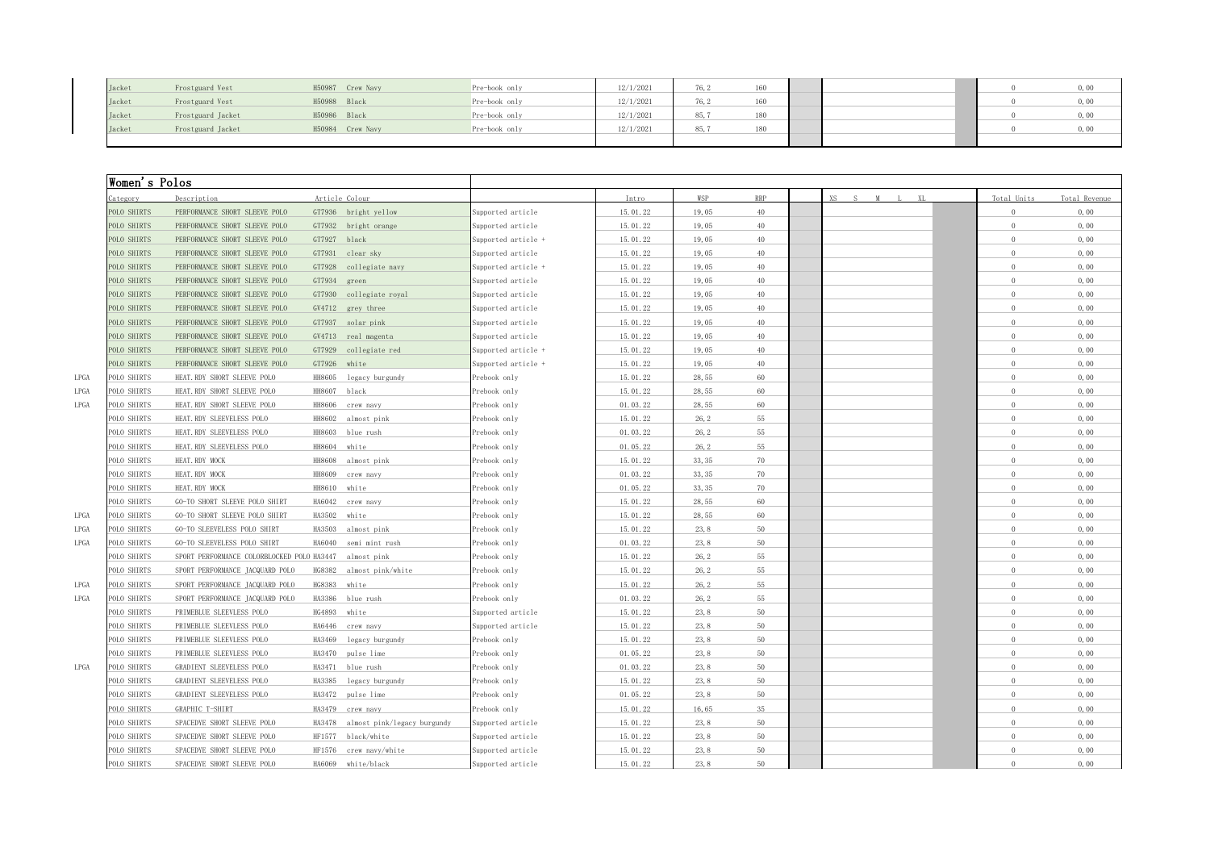| | | | | | | | | | | | | |
|---|---|---|---|---|---|---|---|---|---|---|---|---|
| Jacket | Frostguard Vest | H50987 | Crew Navy | Pre-book only | 12/1/2021 | 76,2 | 160 | | | | 0 | 0,00 |
| Jacket | Frostguard Vest | H50988 | Black | Pre-book only | 12/1/2021 | 76,2 | 160 | | | | 0 | 0,00 |
| Jacket | Frostguard Jacket | H50986 | Black | Pre-book only | 12/1/2021 | 85,7 | 180 | | | | 0 | 0,00 |
| Jacket | Frostguard Jacket | H50984 | Crew Navy | Pre-book only | 12/1/2021 | 85,7 | 180 | | | | 0 | 0,00 |

## Women's Polos

| | Category | Description | Article | Colour | | Intro | WSP | RRP | | XS S M L XL | | Total Units | Total Revenue |
|---|---|---|---|---|---|---|---|---|---|---|---|---|---|
| | POLO SHIRTS | PERFORMANCE SHORT SLEEVE POLO | GT7936 | bright yellow | Supported article | 15.01.22 | 19,05 | 40 | | | | 0 | 0,00 |
| | POLO SHIRTS | PERFORMANCE SHORT SLEEVE POLO | GT7932 | bright orange | Supported article | 15.01.22 | 19,05 | 40 | | | | 0 | 0,00 |
| | POLO SHIRTS | PERFORMANCE SHORT SLEEVE POLO | GT7927 | black | Supported article + | 15.01.22 | 19,05 | 40 | | | | 0 | 0,00 |
| | POLO SHIRTS | PERFORMANCE SHORT SLEEVE POLO | GT7931 | clear sky | Supported article | 15.01.22 | 19,05 | 40 | | | | 0 | 0,00 |
| | POLO SHIRTS | PERFORMANCE SHORT SLEEVE POLO | GT7928 | collegiate navy | Supported article + | 15.01.22 | 19,05 | 40 | | | | 0 | 0,00 |
| | POLO SHIRTS | PERFORMANCE SHORT SLEEVE POLO | GT7934 | green | Supported article | 15.01.22 | 19,05 | 40 | | | | 0 | 0,00 |
| | POLO SHIRTS | PERFORMANCE SHORT SLEEVE POLO | GT7930 | collegiate royal | Supported article | 15.01.22 | 19,05 | 40 | | | | 0 | 0,00 |
| | POLO SHIRTS | PERFORMANCE SHORT SLEEVE POLO | GV4712 | grey three | Supported article | 15.01.22 | 19,05 | 40 | | | | 0 | 0,00 |
| | POLO SHIRTS | PERFORMANCE SHORT SLEEVE POLO | GT7937 | solar pink | Supported article | 15.01.22 | 19,05 | 40 | | | | 0 | 0,00 |
| | POLO SHIRTS | PERFORMANCE SHORT SLEEVE POLO | GV4713 | real magenta | Supported article | 15.01.22 | 19,05 | 40 | | | | 0 | 0,00 |
| | POLO SHIRTS | PERFORMANCE SHORT SLEEVE POLO | GT7929 | collegiate red | Supported article + | 15.01.22 | 19,05 | 40 | | | | 0 | 0,00 |
| | POLO SHIRTS | PERFORMANCE SHORT SLEEVE POLO | GT7926 | white | Supported article + | 15.01.22 | 19,05 | 40 | | | | 0 | 0,00 |
| LPGA | POLO SHIRTS | HEAT.RDY SHORT SLEEVE POLO | HH8605 | legacy burgundy | Prebook only | 15.01.22 | 28,55 | 60 | | | | 0 | 0,00 |
| LPGA | POLO SHIRTS | HEAT.RDY SHORT SLEEVE POLO | HH8607 | black | Prebook only | 15.01.22 | 28,55 | 60 | | | | 0 | 0,00 |
| LPGA | POLO SHIRTS | HEAT.RDY SHORT SLEEVE POLO | HH8606 | crew navy | Prebook only | 01.03.22 | 28,55 | 60 | | | | 0 | 0,00 |
| | POLO SHIRTS | HEAT.RDY SLEEVELESS POLO | HH8602 | almost pink | Prebook only | 15.01.22 | 26,2 | 55 | | | | 0 | 0,00 |
| | POLO SHIRTS | HEAT.RDY SLEEVELESS POLO | HH8603 | blue rush | Prebook only | 01.03.22 | 26,2 | 55 | | | | 0 | 0,00 |
| | POLO SHIRTS | HEAT.RDY SLEEVELESS POLO | HH8604 | white | Prebook only | 01.05.22 | 26,2 | 55 | | | | 0 | 0,00 |
| | POLO SHIRTS | HEAT.RDY MOCK | HH8608 | almost pink | Prebook only | 15.01.22 | 33,35 | 70 | | | | 0 | 0,00 |
| | POLO SHIRTS | HEAT.RDY MOCK | HH8609 | crew navy | Prebook only | 01.03.22 | 33,35 | 70 | | | | 0 | 0,00 |
| | POLO SHIRTS | HEAT.RDY MOCK | HH8610 | white | Prebook only | 01.05.22 | 33,35 | 70 | | | | 0 | 0,00 |
| | POLO SHIRTS | GO-TO SHORT SLEEVE POLO SHIRT | HA6042 | crew navy | Prebook only | 15.01.22 | 28,55 | 60 | | | | 0 | 0,00 |
| LPGA | POLO SHIRTS | GO-TO SHORT SLEEVE POLO SHIRT | HA3502 | white | Prebook only | 15.01.22 | 28,55 | 60 | | | | 0 | 0,00 |
| LPGA | POLO SHIRTS | GO-TO SLEEVELESS POLO SHIRT | HA3503 | almost pink | Prebook only | 15.01.22 | 23,8 | 50 | | | | 0 | 0,00 |
| LPGA | POLO SHIRTS | GO-TO SLEEVELESS POLO SHIRT | HA6040 | semi mint rush | Prebook only | 01.03.22 | 23,8 | 50 | | | | 0 | 0,00 |
| | POLO SHIRTS | SPORT PERFORMANCE COLORBLOCKED POLO | HA3447 | almost pink | Prebook only | 15.01.22 | 26,2 | 55 | | | | 0 | 0,00 |
| | POLO SHIRTS | SPORT PERFORMANCE JACQUARD POLO | HG8382 | almost pink/white | Prebook only | 15.01.22 | 26,2 | 55 | | | | 0 | 0,00 |
| LPGA | POLO SHIRTS | SPORT PERFORMANCE JACQUARD POLO | HG8383 | white | Prebook only | 15.01.22 | 26,2 | 55 | | | | 0 | 0,00 |
| LPGA | POLO SHIRTS | SPORT PERFORMANCE JACQUARD POLO | HA3386 | blue rush | Prebook only | 01.03.22 | 26,2 | 55 | | | | 0 | 0,00 |
| | POLO SHIRTS | PRIMEBLUE SLEEVLESS POLO | HG4893 | white | Supported article | 15.01.22 | 23,8 | 50 | | | | 0 | 0,00 |
| | POLO SHIRTS | PRIMEBLUE SLEEVLESS POLO | HA6446 | crew navy | Supported article | 15.01.22 | 23,8 | 50 | | | | 0 | 0,00 |
| | POLO SHIRTS | PRIMEBLUE SLEEVLESS POLO | HA3469 | legacy burgundy | Prebook only | 15.01.22 | 23,8 | 50 | | | | 0 | 0,00 |
| | POLO SHIRTS | PRIMEBLUE SLEEVLESS POLO | HA3470 | pulse lime | Prebook only | 01.05.22 | 23,8 | 50 | | | | 0 | 0,00 |
| LPGA | POLO SHIRTS | GRADIENT SLEEVELESS POLO | HA3471 | blue rush | Prebook only | 01.03.22 | 23,8 | 50 | | | | 0 | 0,00 |
| | POLO SHIRTS | GRADIENT SLEEVELESS POLO | HA3385 | legacy burgundy | Prebook only | 15.01.22 | 23,8 | 50 | | | | 0 | 0,00 |
| | POLO SHIRTS | GRADIENT SLEEVELESS POLO | HA3472 | pulse lime | Prebook only | 01.05.22 | 23,8 | 50 | | | | 0 | 0,00 |
| | POLO SHIRTS | GRAPHIC T-SHIRT | HA3479 | crew navy | Prebook only | 15.01.22 | 16,65 | 35 | | | | 0 | 0,00 |
| | POLO SHIRTS | SPACEDYE SHORT SLEEVE POLO | HA3478 | almost pink/legacy burgundy | Supported article | 15.01.22 | 23,8 | 50 | | | | 0 | 0,00 |
| | POLO SHIRTS | SPACEDYE SHORT SLEEVE POLO | HF1577 | black/white | Supported article | 15.01.22 | 23,8 | 50 | | | | 0 | 0,00 |
| | POLO SHIRTS | SPACEDYE SHORT SLEEVE POLO | HF1576 | crew navy/white | Supported article | 15.01.22 | 23,8 | 50 | | | | 0 | 0,00 |
| | POLO SHIRTS | SPACEDYE SHORT SLEEVE POLO | HA6069 | white/black | Supported article | 15.01.22 | 23,8 | 50 | | | | 0 | 0,00 |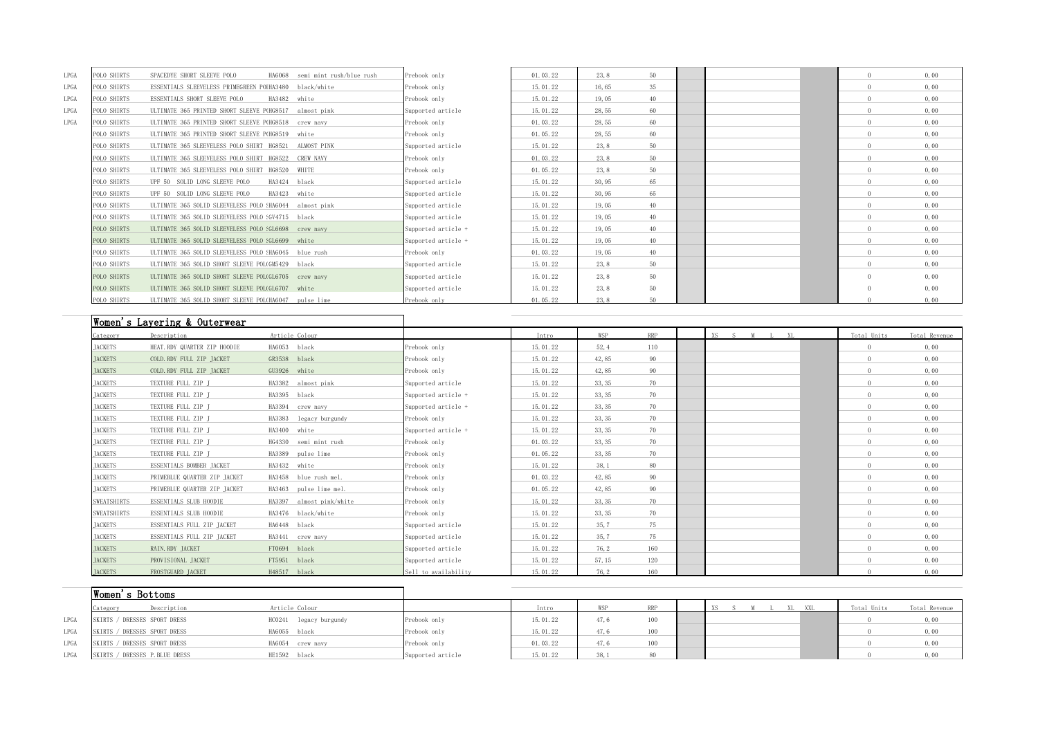| | Category | Description | Article | Colour | | Intro | WSP | RRP | | | | Total Units | Total Revenue |
|---|---|---|---|---|---|---|---|---|---|---|---|---|---|
| LPGA | POLO SHIRTS | SPACEDYE SHORT SLEEVE POLO | HA6068 | semi mint rush/blue rush | Prebook only | 01.03.22 | 23,8 | 50 | | | | 0 | 0,00 |
| LPGA | POLO SHIRTS | ESSENTIALS SLEEVELESS PRIMEGREEN POLO | HA3480 | black/white | Prebook only | 15.01.22 | 16,65 | 35 | | | | 0 | 0,00 |
| LPGA | POLO SHIRTS | ESSENTIALS SHORT SLEEVE POLO | HA3482 | white | Prebook only | 15.01.22 | 19,05 | 40 | | | | 0 | 0,00 |
| LPGA | POLO SHIRTS | ULTIMATE 365 PRINTED SHORT SLEEVE POLO | HG8517 | almost pink | Supported article | 15.01.22 | 28,55 | 60 | | | | 0 | 0,00 |
| LPGA | POLO SHIRTS | ULTIMATE 365 PRINTED SHORT SLEEVE POLO | HG8518 | crew navy | Prebook only | 01.03.22 | 28,55 | 60 | | | | 0 | 0,00 |
| | POLO SHIRTS | ULTIMATE 365 PRINTED SHORT SLEEVE POLO | HG8519 | white | Prebook only | 01.05.22 | 28,55 | 60 | | | | 0 | 0,00 |
| | POLO SHIRTS | ULTIMATE 365 SLEEVELESS POLO SHIRT | HG8521 | ALMOST PINK | Supported article | 15.01.22 | 23,8 | 50 | | | | 0 | 0,00 |
| | POLO SHIRTS | ULTIMATE 365 SLEEVELESS POLO SHIRT | HG8522 | CREW NAVY | Prebook only | 01.03.22 | 23,8 | 50 | | | | 0 | 0,00 |
| | POLO SHIRTS | ULTIMATE 365 SLEEVELESS POLO SHIRT | HG8520 | WHITE | Prebook only | 01.05.22 | 23,8 | 50 | | | | 0 | 0,00 |
| | POLO SHIRTS | UPF 50 SOLID LONG SLEEVE POLO | HA3424 | black | Supported article | 15.01.22 | 30,95 | 65 | | | | 0 | 0,00 |
| | POLO SHIRTS | UPF 50 SOLID LONG SLEEVE POLO | HA3423 | white | Supported article | 15.01.22 | 30,95 | 65 | | | | 0 | 0,00 |
| | POLO SHIRTS | ULTIMATE 365 SOLID SLEEVELESS POLO | HA6044 | almost pink | Supported article | 15.01.22 | 19,05 | 40 | | | | 0 | 0,00 |
| | POLO SHIRTS | ULTIMATE 365 SOLID SLEEVELESS POLO | GV4715 | black | Supported article | 15.01.22 | 19,05 | 40 | | | | 0 | 0,00 |
| | POLO SHIRTS | ULTIMATE 365 SOLID SLEEVELESS POLO | GL6698 | crew navy | Supported article + | 15.01.22 | 19,05 | 40 | | | | 0 | 0,00 |
| | POLO SHIRTS | ULTIMATE 365 SOLID SLEEVELESS POLO | GL6699 | white | Supported article + | 15.01.22 | 19,05 | 40 | | | | 0 | 0,00 |
| | POLO SHIRTS | ULTIMATE 365 SOLID SLEEVELESS POLO | HA6045 | blue rush | Prebook only | 01.03.22 | 19,05 | 40 | | | | 0 | 0,00 |
| | POLO SHIRTS | ULTIMATE 365 SOLID SHORT SLEEVE POLO | GM5429 | black | Supported article | 15.01.22 | 23,8 | 50 | | | | 0 | 0,00 |
| | POLO SHIRTS | ULTIMATE 365 SOLID SHORT SLEEVE POLO | GL6705 | crew navy | Supported article | 15.01.22 | 23,8 | 50 | | | | 0 | 0,00 |
| | POLO SHIRTS | ULTIMATE 365 SOLID SHORT SLEEVE POLO | GL6707 | white | Supported article | 15.01.22 | 23,8 | 50 | | | | 0 | 0,00 |
| | POLO SHIRTS | ULTIMATE 365 SOLID SHORT SLEEVE POLO | HA6047 | pulse lime | Prebook only | 01.05.22 | 23,8 | 50 | | | | 0 | 0,00 |

## Women's Layering & Outerwear

| Category | Description | Article | Colour | | Intro | WSP | RRP | | XS S M L XL | | Total Units | Total Revenue |
|---|---|---|---|---|---|---|---|---|---|---|---|---|
| JACKETS | HEAT.RDY QUARTER ZIP HOODIE | HA6053 | black | Prebook only | 15.01.22 | 52,4 | 110 | | | | 0 | 0,00 |
| JACKETS | COLD.RDY FULL ZIP JACKET | GR3538 | black | Prebook only | 15.01.22 | 42,85 | 90 | | | | 0 | 0,00 |
| JACKETS | COLD.RDY FULL ZIP JACKET | GU3926 | white | Prebook only | 15.01.22 | 42,85 | 90 | | | | 0 | 0,00 |
| JACKETS | TEXTURE FULL ZIP J | HA3382 | almost pink | Supported article | 15.01.22 | 33,35 | 70 | | | | 0 | 0,00 |
| JACKETS | TEXTURE FULL ZIP J | HA3395 | black | Supported article + | 15.01.22 | 33,35 | 70 | | | | 0 | 0,00 |
| JACKETS | TEXTURE FULL ZIP J | HA3394 | crew navy | Supported article + | 15.01.22 | 33,35 | 70 | | | | 0 | 0,00 |
| JACKETS | TEXTURE FULL ZIP J | HA3383 | legacy burgundy | Prebook only | 15.01.22 | 33,35 | 70 | | | | 0 | 0,00 |
| JACKETS | TEXTURE FULL ZIP J | HA3400 | white | Supported article + | 15.01.22 | 33,35 | 70 | | | | 0 | 0,00 |
| JACKETS | TEXTURE FULL ZIP J | HG4330 | semi mint rush | Prebook only | 01.03.22 | 33,35 | 70 | | | | 0 | 0,00 |
| JACKETS | TEXTURE FULL ZIP J | HA3389 | pulse lime | Prebook only | 01.05.22 | 33,35 | 70 | | | | 0 | 0,00 |
| JACKETS | ESSENTIALS BOMBER JACKET | HA3432 | white | Prebook only | 15.01.22 | 38,1 | 80 | | | | 0 | 0,00 |
| JACKETS | PRIMEBLUE QUARTER ZIP JACKET | HA3458 | blue rush mel. | Prebook only | 01.03.22 | 42,85 | 90 | | | | 0 | 0,00 |
| JACKETS | PRIMEBLUE QUARTER ZIP JACKET | HA3463 | pulse lime mel. | Prebook only | 01.05.22 | 42,85 | 90 | | | | 0 | 0,00 |
| SWEATSHIRTS | ESSENTIALS SLUB HOODIE | HA3397 | almost pink/white | Prebook only | 15.01.22 | 33,35 | 70 | | | | 0 | 0,00 |
| SWEATSHIRTS | ESSENTIALS SLUB HOODIE | HA3476 | black/white | Prebook only | 15.01.22 | 33,35 | 70 | | | | 0 | 0,00 |
| JACKETS | ESSENTIALS FULL ZIP JACKET | HA6448 | black | Supported article | 15.01.22 | 35,7 | 75 | | | | 0 | 0,00 |
| JACKETS | ESSENTIALS FULL ZIP JACKET | HA3441 | crew navy | Supported article | 15.01.22 | 35,7 | 75 | | | | 0 | 0,00 |
| JACKETS | RAIN.RDY JACKET | FT0694 | black | Supported article | 15.01.22 | 76,2 | 160 | | | | 0 | 0,00 |
| JACKETS | PROVISIONAL JACKET | FT5951 | black | Supported article | 15.01.22 | 57,15 | 120 | | | | 0 | 0,00 |
| JACKETS | FROSTGUARD JACKET | H48517 | black | Sell to availability | 15.01.22 | 76,2 | 160 | | | | 0 | 0,00 |

## Women's Bottoms

| | Category | Description | Article | Colour | | Intro | WSP | RRP | | XS S M L XL XXL | | Total Units | Total Revenue |
|---|---|---|---|---|---|---|---|---|---|---|---|---|---|
| LPGA | SKIRTS / DRESSES | SPORT DRESS | HC0241 | legacy burgundy | Prebook only | 15.01.22 | 47,6 | 100 | | | | 0 | 0,00 |
| LPGA | SKIRTS / DRESSES | SPORT DRESS | HA6055 | black | Prebook only | 15.01.22 | 47,6 | 100 | | | | 0 | 0,00 |
| LPGA | SKIRTS / DRESSES | SPORT DRESS | HA6054 | crew navy | Prebook only | 01.03.22 | 47,6 | 100 | | | | 0 | 0,00 |
| LPGA | SKIRTS / DRESSES | P.BLUE DRESS | HE1592 | black | Supported article | 15.01.22 | 38,1 | 80 | | | | 0 | 0,00 |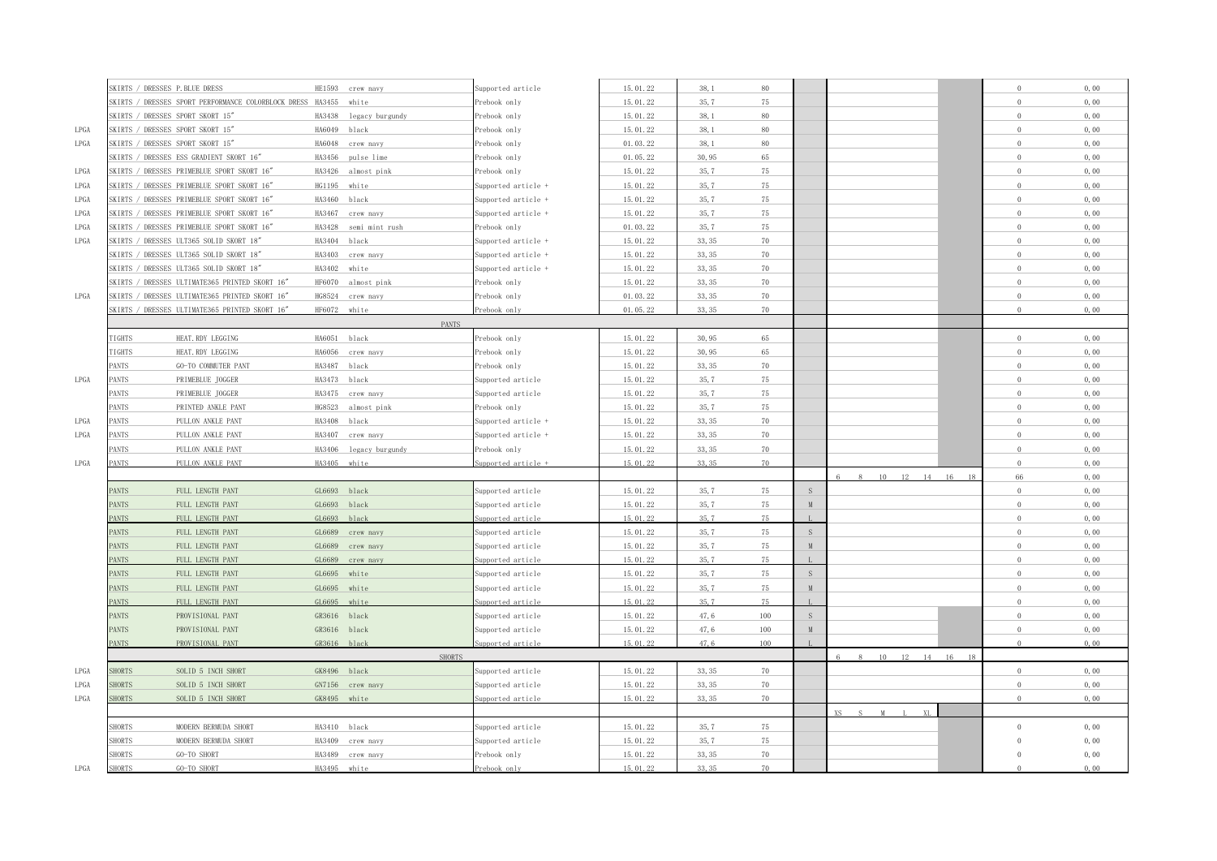| | Category | Article | Code | Color | Status | Date | Price | RRP | Size | | Qty | Total |
|---|---|---|---|---|---|---|---|---|---|---|---|---|
| | SKIRTS / DRESSES | P.BLUE DRESS | HE1593 | crew navy | Supported article | 15.01.22 | 38,1 | 80 | | | 0 | 0,00 |
| | SKIRTS / DRESSES | SPORT PERFORMANCE COLORBLOCK DRESS | HA3455 | white | Prebook only | 15.01.22 | 35,7 | 75 | | | 0 | 0,00 |
| | SKIRTS / DRESSES | SPORT SKORT 15″ | HA3438 | legacy burgundy | Prebook only | 15.01.22 | 38,1 | 80 | | | 0 | 0,00 |
| LPGA | SKIRTS / DRESSES | SPORT SKORT 15″ | HA6049 | black | Prebook only | 15.01.22 | 38,1 | 80 | | | 0 | 0,00 |
| LPGA | SKIRTS / DRESSES | SPORT SKORT 15″ | HA6048 | crew navy | Prebook only | 01.03.22 | 38,1 | 80 | | | 0 | 0,00 |
| | SKIRTS / DRESSES | ESS GRADIENT SKORT 16″ | HA3456 | pulse lime | Prebook only | 01.05.22 | 30,95 | 65 | | | 0 | 0,00 |
| LPGA | SKIRTS / DRESSES | PRIMEBLUE SPORT SKORT 16″ | HA3426 | almost pink | Prebook only | 15.01.22 | 35,7 | 75 | | | 0 | 0,00 |
| LPGA | SKIRTS / DRESSES | PRIMEBLUE SPORT SKORT 16″ | HG1195 | white | Supported article + | 15.01.22 | 35,7 | 75 | | | 0 | 0,00 |
| LPGA | SKIRTS / DRESSES | PRIMEBLUE SPORT SKORT 16″ | HA3460 | black | Supported article + | 15.01.22 | 35,7 | 75 | | | 0 | 0,00 |
| LPGA | SKIRTS / DRESSES | PRIMEBLUE SPORT SKORT 16″ | HA3467 | crew navy | Supported article + | 15.01.22 | 35,7 | 75 | | | 0 | 0,00 |
| LPGA | SKIRTS / DRESSES | PRIMEBLUE SPORT SKORT 16″ | HA3428 | semi mint rush | Prebook only | 01.03.22 | 35,7 | 75 | | | 0 | 0,00 |
| LPGA | SKIRTS / DRESSES | ULT365 SOLID SKORT 18″ | HA3404 | black | Supported article + | 15.01.22 | 33,35 | 70 | | | 0 | 0,00 |
| | SKIRTS / DRESSES | ULT365 SOLID SKORT 18″ | HA3403 | crew navy | Supported article + | 15.01.22 | 33,35 | 70 | | | 0 | 0,00 |
| | SKIRTS / DRESSES | ULT365 SOLID SKORT 18″ | HA3402 | white | Supported article + | 15.01.22 | 33,35 | 70 | | | 0 | 0,00 |
| | SKIRTS / DRESSES | ULTIMATE365 PRINTED SKORT 16″ | HF6070 | almost pink | Prebook only | 15.01.22 | 33,35 | 70 | | | 0 | 0,00 |
| LPGA | SKIRTS / DRESSES | ULTIMATE365 PRINTED SKORT 16″ | HG8524 | crew navy | Prebook only | 01.03.22 | 33,35 | 70 | | | 0 | 0,00 |
| | SKIRTS / DRESSES | ULTIMATE365 PRINTED SKORT 16″ | HF6072 | white | Prebook only | 01.05.22 | 33,35 | 70 | | | 0 | 0,00 |
| | | | | PANTS | | | | | | | | |
| | TIGHTS | HEAT.RDY LEGGING | HA6051 | black | Prebook only | 15.01.22 | 30,95 | 65 | | | 0 | 0,00 |
| | TIGHTS | HEAT.RDY LEGGING | HA6056 | crew navy | Prebook only | 15.01.22 | 30,95 | 65 | | | 0 | 0,00 |
| | PANTS | GO-TO COMMUTER PANT | HA3487 | black | Prebook only | 15.01.22 | 33,35 | 70 | | | 0 | 0,00 |
| LPGA | PANTS | PRIMEBLUE JOGGER | HA3473 | black | Supported article | 15.01.22 | 35,7 | 75 | | | 0 | 0,00 |
| | PANTS | PRIMEBLUE JOGGER | HA3475 | crew navy | Supported article | 15.01.22 | 35,7 | 75 | | | 0 | 0,00 |
| | PANTS | PRINTED ANKLE PANT | HG8523 | almost pink | Prebook only | 15.01.22 | 35,7 | 75 | | | 0 | 0,00 |
| LPGA | PANTS | PULLON ANKLE PANT | HA3408 | black | Supported article + | 15.01.22 | 33,35 | 70 | | | 0 | 0,00 |
| LPGA | PANTS | PULLON ANKLE PANT | HA3407 | crew navy | Supported article + | 15.01.22 | 33,35 | 70 | | | 0 | 0,00 |
| | PANTS | PULLON ANKLE PANT | HA3406 | legacy burgundy | Prebook only | 15.01.22 | 33,35 | 70 | | | 0 | 0,00 |
| LPGA | PANTS | PULLON ANKLE PANT | HA3405 | white | Supported article + | 15.01.22 | 33,35 | 70 | | | 0 | 0,00 |
| | | | | | | | | | | 6 8 10 12 14 16 18 | 66 | 0,00 |
| | PANTS | FULL LENGTH PANT | GL6693 | black | Supported article | 15.01.22 | 35,7 | 75 | S | | 0 | 0,00 |
| | PANTS | FULL LENGTH PANT | GL6693 | black | Supported article | 15.01.22 | 35,7 | 75 | M | | 0 | 0,00 |
| | PANTS | FULL LENGTH PANT | GL6693 | black | Supported article | 15.01.22 | 35,7 | 75 | L | | 0 | 0,00 |
| | PANTS | FULL LENGTH PANT | GL6689 | crew navy | Supported article | 15.01.22 | 35,7 | 75 | S | | 0 | 0,00 |
| | PANTS | FULL LENGTH PANT | GL6689 | crew navy | Supported article | 15.01.22 | 35,7 | 75 | M | | 0 | 0,00 |
| | PANTS | FULL LENGTH PANT | GL6689 | crew navy | Supported article | 15.01.22 | 35,7 | 75 | L | | 0 | 0,00 |
| | PANTS | FULL LENGTH PANT | GL6695 | white | Supported article | 15.01.22 | 35,7 | 75 | S | | 0 | 0,00 |
| | PANTS | FULL LENGTH PANT | GL6695 | white | Supported article | 15.01.22 | 35,7 | 75 | M | | 0 | 0,00 |
| | PANTS | FULL LENGTH PANT | GL6695 | white | Supported article | 15.01.22 | 35,7 | 75 | L | | 0 | 0,00 |
| | PANTS | PROVISIONAL PANT | GR3616 | black | Supported article | 15.01.22 | 47,6 | 100 | S | | 0 | 0,00 |
| | PANTS | PROVISIONAL PANT | GR3616 | black | Supported article | 15.01.22 | 47,6 | 100 | M | | 0 | 0,00 |
| | PANTS | PROVISIONAL PANT | GR3616 | black | Supported article | 15.01.22 | 47,6 | 100 | L | | 0 | 0,00 |
| | | | | SHORTS | | | | | | 6 8 10 12 14 16 18 | | |
| LPGA | SHORTS | SOLID 5 INCH SHORT | GK8496 | black | Supported article | 15.01.22 | 33,35 | 70 | | | 0 | 0,00 |
| LPGA | SHORTS | SOLID 5 INCH SHORT | GN7156 | crew navy | Supported article | 15.01.22 | 33,35 | 70 | | | 0 | 0,00 |
| LPGA | SHORTS | SOLID 5 INCH SHORT | GK8495 | white | Supported article | 15.01.22 | 33,35 | 70 | | | 0 | 0,00 |
| | | | | | | | | | | XS S M L XL | | |
| | SHORTS | MODERN BERMUDA SHORT | HA3410 | black | Supported article | 15.01.22 | 35,7 | 75 | | | 0 | 0,00 |
| | SHORTS | MODERN BERMUDA SHORT | HA3409 | crew navy | Supported article | 15.01.22 | 35,7 | 75 | | | 0 | 0,00 |
| | SHORTS | GO-TO SHORT | HA3489 | crew navy | Prebook only | 15.01.22 | 33,35 | 70 | | | 0 | 0,00 |
| LPGA | SHORTS | GO-TO SHORT | HA3495 | white | Prebook only | 15.01.22 | 33,35 | 70 | | | 0 | 0,00 |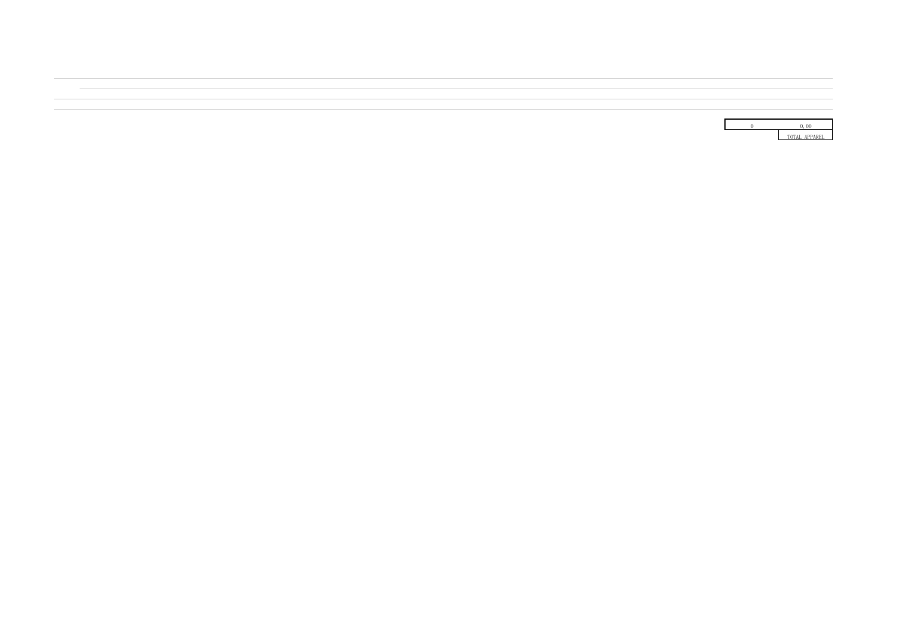| 0 | 0,00 |
| --- | --- |
| | TOTAL APPAREL |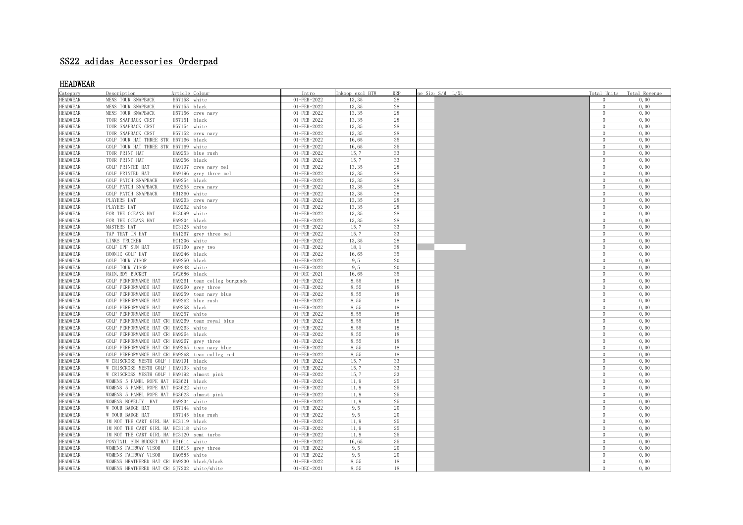# SS22 adidas Accessories Orderpad

## HEADWEAR

| Category | Description | Article | Colour | Intro | Inkoop excl BTW | RRP | ne Size | S/M | L/XL | Total Units | Total Revenue |
|---|---|---|---|---|---|---|---|---|---|---|---|
| HEADWEAR | MENS TOUR SNAPBACK | H57158 | white | 01-FEB-2022 | 13,35 | 28 | | | | 0 | 0,00 |
| HEADWEAR | MENS TOUR SNAPBACK | H57155 | black | 01-FEB-2022 | 13,35 | 28 | | | | 0 | 0,00 |
| HEADWEAR | MENS TOUR SNAPBACK | H57156 | crew navy | 01-FEB-2022 | 13,35 | 28 | | | | 0 | 0,00 |
| HEADWEAR | TOUR SNAPBACK CRST | H57151 | black | 01-FEB-2022 | 13,35 | 28 | | | | 0 | 0,00 |
| HEADWEAR | TOUR SNAPBACK CRST | H57154 | white | 01-FEB-2022 | 13,35 | 28 | | | | 0 | 0,00 |
| HEADWEAR | TOUR SNAPBACK CRST | H57152 | crew navy | 01-FEB-2022 | 13,35 | 28 | | | | 0 | 0,00 |
| HEADWEAR | GOLF TOUR HAT THREE STR | H57166 | black | 01-FEB-2022 | 16,65 | 35 | | | | 0 | 0,00 |
| HEADWEAR | GOLF TOUR HAT THREE STR | H57169 | white | 01-FEB-2022 | 16,65 | 35 | | | | 0 | 0,00 |
| HEADWEAR | TOUR PRINT HAT | HA9253 | blue rush | 01-FEB-2022 | 15,7 | 33 | | | | 0 | 0,00 |
| HEADWEAR | TOUR PRINT HAT | HA9256 | black | 01-FEB-2022 | 15,7 | 33 | | | | 0 | 0,00 |
| HEADWEAR | GOLF PRINTED HAT | HA9197 | crew navy mel | 01-FEB-2022 | 13,35 | 28 | | | | 0 | 0,00 |
| HEADWEAR | GOLF PRINTED HAT | HA9196 | grey three mel | 01-FEB-2022 | 13,35 | 28 | | | | 0 | 0,00 |
| HEADWEAR | GOLF PATCH SNAPBACK | HA9254 | black | 01-FEB-2022 | 13,35 | 28 | | | | 0 | 0,00 |
| HEADWEAR | GOLF PATCH SNAPBACK | HA9255 | crew navy | 01-FEB-2022 | 13,35 | 28 | | | | 0 | 0,00 |
| HEADWEAR | GOLF PATCH SNAPBACK | HB1360 | white | 01-FEB-2022 | 13,35 | 28 | | | | 0 | 0,00 |
| HEADWEAR | PLAYERS HAT | HA9203 | crew navy | 01-FEB-2022 | 13,35 | 28 | | | | 0 | 0,00 |
| HEADWEAR | PLAYERS HAT | HA9202 | white | 01-FEB-2022 | 13,35 | 28 | | | | 0 | 0,00 |
| HEADWEAR | FOR THE OCEANS HAT | HC3099 | white | 01-FEB-2022 | 13,35 | 28 | | | | 0 | 0,00 |
| HEADWEAR | FOR THE OCEANS HAT | HA9204 | black | 01-FEB-2022 | 13,35 | 28 | | | | 0 | 0,00 |
| HEADWEAR | MASTERS HAT | HC3125 | white | 01-FEB-2022 | 15,7 | 33 | | | | 0 | 0,00 |
| HEADWEAR | TAP THAT IN HAT | HA1267 | grey three mel | 01-FEB-2022 | 15,7 | 33 | | | | 0 | 0,00 |
| HEADWEAR | LINKS TRUCKER | HC1206 | white | 01-FEB-2022 | 13,35 | 28 | | | | 0 | 0,00 |
| HEADWEAR | GOLF UPF SUN HAT | H57160 | grey two | 01-FEB-2022 | 18,1 | 38 | | | | 0 | 0,00 |
| HEADWEAR | BOONIE GOLF HAT | HA9246 | black | 01-FEB-2022 | 16,65 | 35 | | | | 0 | 0,00 |
| HEADWEAR | GOLF TOUR VISOR | HA9250 | black | 01-FEB-2022 | 9,5 | 20 | | | | 0 | 0,00 |
| HEADWEAR | GOLF TOUR VISOR | HA9248 | white | 01-FEB-2022 | 9,5 | 20 | | | | 0 | 0,00 |
| HEADWEAR | RAIN.RDY BUCKET | GV2686 | black | 01-DEC-2021 | 16,65 | 35 | | | | 0 | 0,00 |
| HEADWEAR | GOLF PERFORMANCE HAT | HA9261 | team colleg burgundy | 01-FEB-2022 | 8,55 | 18 | | | | 0 | 0,00 |
| HEADWEAR | GOLF PERFORMANCE HAT | HA9260 | grey three | 01-FEB-2022 | 8,55 | 18 | | | | 0 | 0,00 |
| HEADWEAR | GOLF PERFORMANCE HAT | HA9259 | team navy blue | 01-FEB-2022 | 8,55 | 18 | | | | 0 | 0,00 |
| HEADWEAR | GOLF PERFORMANCE HAT | HA9262 | blue rush | 01-FEB-2022 | 8,55 | 18 | | | | 0 | 0,00 |
| HEADWEAR | GOLF PERFORMANCE HAT | HA9258 | black | 01-FEB-2022 | 8,55 | 18 | | | | 0 | 0,00 |
| HEADWEAR | GOLF PERFORMANCE HAT | HA9257 | white | 01-FEB-2022 | 8,55 | 18 | | | | 0 | 0,00 |
| HEADWEAR | GOLF PERFORMANCE HAT CR | HA9269 | team royal blue | 01-FEB-2022 | 8,55 | 18 | | | | 0 | 0,00 |
| HEADWEAR | GOLF PERFORMANCE HAT CR | HA9263 | white | 01-FEB-2022 | 8,55 | 18 | | | | 0 | 0,00 |
| HEADWEAR | GOLF PERFORMANCE HAT CR | HA9264 | black | 01-FEB-2022 | 8,55 | 18 | | | | 0 | 0,00 |
| HEADWEAR | GOLF PERFORMANCE HAT CR | HA9267 | grey three | 01-FEB-2022 | 8,55 | 18 | | | | 0 | 0,00 |
| HEADWEAR | GOLF PERFORMANCE HAT CR | HA9265 | team navy blue | 01-FEB-2022 | 8,55 | 18 | | | | 0 | 0,00 |
| HEADWEAR | GOLF PERFORMANCE HAT CR | HA9268 | team colleg red | 01-FEB-2022 | 8,55 | 18 | | | | 0 | 0,00 |
| HEADWEAR | W CRISCROSS MESTH GOLF I | HA9191 | black | 01-FEB-2022 | 15,7 | 33 | | | | 0 | 0,00 |
| HEADWEAR | W CRISCROSS MESTH GOLF I | HA9193 | white | 01-FEB-2022 | 15,7 | 33 | | | | 0 | 0,00 |
| HEADWEAR | W CRISCROSS MESTH GOLF I | HA9192 | almost pink | 01-FEB-2022 | 15,7 | 33 | | | | 0 | 0,00 |
| HEADWEAR | WOMENS 5 PANEL ROPE HAT | HG3621 | black | 01-FEB-2022 | 11,9 | 25 | | | | 0 | 0,00 |
| HEADWEAR | WOMENS 5 PANEL ROPE HAT | HG3622 | white | 01-FEB-2022 | 11,9 | 25 | | | | 0 | 0,00 |
| HEADWEAR | WOMENS 5 PANEL ROPE HAT | HG3623 | almost pink | 01-FEB-2022 | 11,9 | 25 | | | | 0 | 0,00 |
| HEADWEAR | WOMENS NOVELTY HAT | HA9234 | white | 01-FEB-2022 | 11,9 | 25 | | | | 0 | 0,00 |
| HEADWEAR | W TOUR BADGE HAT | H57144 | white | 01-FEB-2022 | 9,5 | 20 | | | | 0 | 0,00 |
| HEADWEAR | W TOUR BADGE HAT | H57145 | blue rush | 01-FEB-2022 | 9,5 | 20 | | | | 0 | 0,00 |
| HEADWEAR | IM NOT THE CART GIRL HA | HC3119 | black | 01-FEB-2022 | 11,9 | 25 | | | | 0 | 0,00 |
| HEADWEAR | IM NOT THE CART GIRL HA | HC3118 | white | 01-FEB-2022 | 11,9 | 25 | | | | 0 | 0,00 |
| HEADWEAR | IM NOT THE CART GIRL HA | HC3120 | semi turbo | 01-FEB-2022 | 11,9 | 25 | | | | 0 | 0,00 |
| HEADWEAR | PONYTAIL SUN BUCKET HAT | HE1614 | white | 01-FEB-2022 | 16,65 | 35 | | | | 0 | 0,00 |
| HEADWEAR | WOMENS FAIRWAY VISOR | HE1615 | grey three | 01-FEB-2022 | 9,5 | 20 | | | | 0 | 0,00 |
| HEADWEAR | WOMENS FAIRWAY VISOR | HA0585 | white | 01-FEB-2022 | 9,5 | 20 | | | | 0 | 0,00 |
| HEADWEAR | WOMENS HEATHERED HAT CR | HA9230 | black/black | 01-FEB-2022 | 8,55 | 18 | | | | 0 | 0,00 |
| HEADWEAR | WOMENS HEATHERED HAT CR | GJ7202 | white/white | 01-DEC-2021 | 8,55 | 18 | | | | 0 | 0,00 |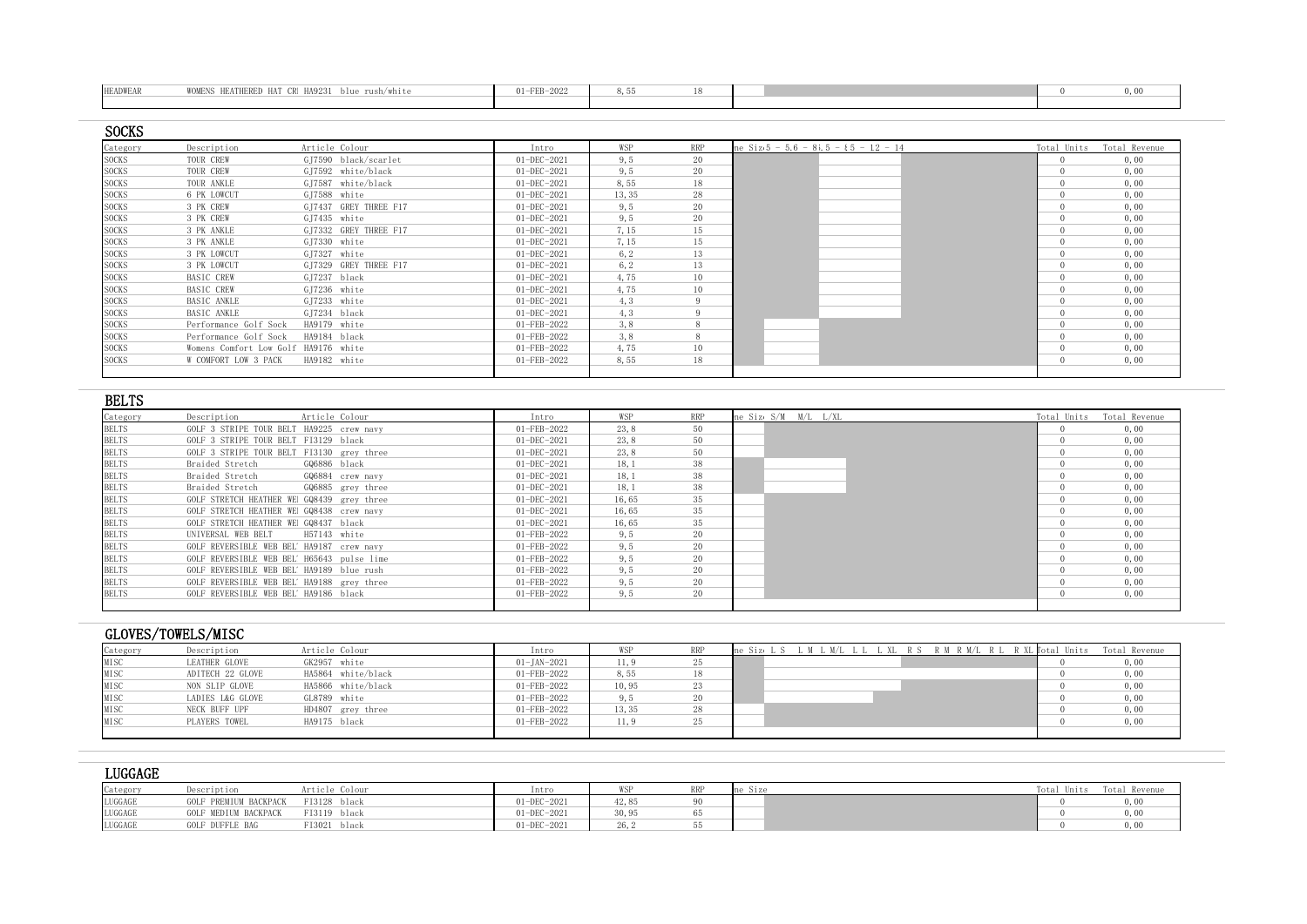| HEADWEAR | WOMENS HEATHERED HAT CR | HA9231 | blue rush/white | 01-FEB-2022 | 8,55 | 18 | | 0 | 0,00 |
|---|---|---|---|---|---|---|---|---|---|

## SOCKS

| Category | Description | Article | Colour | Intro | WSP | RRP | ne Siz 5 - 5.6 - 8 | 8.5 - 1 | 5 - 12 - 14 | Total Units | Total Revenue |
|---|---|---|---|---|---|---|---|---|---|---|---|
| SOCKS | TOUR CREW | GJ7590 | black/scarlet | 01-DEC-2021 | 9,5 | 20 | | | | 0 | 0,00 |
| SOCKS | TOUR CREW | GJ7592 | white/black | 01-DEC-2021 | 9,5 | 20 | | | | 0 | 0,00 |
| SOCKS | TOUR ANKLE | GJ7587 | white/black | 01-DEC-2021 | 8,55 | 18 | | | | 0 | 0,00 |
| SOCKS | 6 PK LOWCUT | GJ7588 | white | 01-DEC-2021 | 13,35 | 28 | | | | 0 | 0,00 |
| SOCKS | 3 PK CREW | GJ7437 | GREY THREE F17 | 01-DEC-2021 | 9,5 | 20 | | | | 0 | 0,00 |
| SOCKS | 3 PK CREW | GJ7435 | white | 01-DEC-2021 | 9,5 | 20 | | | | 0 | 0,00 |
| SOCKS | 3 PK ANKLE | GJ7332 | GREY THREE F17 | 01-DEC-2021 | 7,15 | 15 | | | | 0 | 0,00 |
| SOCKS | 3 PK ANKLE | GJ7330 | white | 01-DEC-2021 | 7,15 | 15 | | | | 0 | 0,00 |
| SOCKS | 3 PK LOWCUT | GJ7327 | white | 01-DEC-2021 | 6,2 | 13 | | | | 0 | 0,00 |
| SOCKS | 3 PK LOWCUT | GJ7329 | GREY THREE F17 | 01-DEC-2021 | 6,2 | 13 | | | | 0 | 0,00 |
| SOCKS | BASIC CREW | GJ7237 | black | 01-DEC-2021 | 4,75 | 10 | | | | 0 | 0,00 |
| SOCKS | BASIC CREW | GJ7236 | white | 01-DEC-2021 | 4,75 | 10 | | | | 0 | 0,00 |
| SOCKS | BASIC ANKLE | GJ7233 | white | 01-DEC-2021 | 4,3 | 9 | | | | 0 | 0,00 |
| SOCKS | BASIC ANKLE | GJ7234 | black | 01-DEC-2021 | 4,3 | 9 | | | | 0 | 0,00 |
| SOCKS | Performance Golf Sock | HA9179 | white | 01-FEB-2022 | 3,8 | 8 | | | | 0 | 0,00 |
| SOCKS | Performance Golf Sock | HA9184 | black | 01-FEB-2022 | 3,8 | 8 | | | | 0 | 0,00 |
| SOCKS | Womens Comfort Low Golf | HA9176 | white | 01-FEB-2022 | 4,75 | 10 | | | | 0 | 0,00 |
| SOCKS | W COMFORT LOW 3 PACK | HA9182 | white | 01-FEB-2022 | 8,55 | 18 | | | | 0 | 0,00 |

## BELTS

| Category | Description | Article | Colour | Intro | WSP | RRP | ne Siz | S/M | M/L | L/XL | Total Units | Total Revenue |
|---|---|---|---|---|---|---|---|---|---|---|---|---|
| BELTS | GOLF 3 STRIPE TOUR BELT | HA9225 | crew navy | 01-FEB-2022 | 23,8 | 50 | | | | | 0 | 0,00 |
| BELTS | GOLF 3 STRIPE TOUR BELT | FI3129 | black | 01-DEC-2021 | 23,8 | 50 | | | | | 0 | 0,00 |
| BELTS | GOLF 3 STRIPE TOUR BELT | FI3130 | grey three | 01-DEC-2021 | 23,8 | 50 | | | | | 0 | 0,00 |
| BELTS | Braided Stretch | GQ6886 | black | 01-DEC-2021 | 18,1 | 38 | | | | | 0 | 0,00 |
| BELTS | Braided Stretch | GQ6884 | crew navy | 01-DEC-2021 | 18,1 | 38 | | | | | 0 | 0,00 |
| BELTS | Braided Stretch | GQ6885 | grey three | 01-DEC-2021 | 18,1 | 38 | | | | | 0 | 0,00 |
| BELTS | GOLF STRETCH HEATHER WE | GQ8439 | grey three | 01-DEC-2021 | 16,65 | 35 | | | | | 0 | 0,00 |
| BELTS | GOLF STRETCH HEATHER WE | GQ8438 | crew navy | 01-DEC-2021 | 16,65 | 35 | | | | | 0 | 0,00 |
| BELTS | GOLF STRETCH HEATHER WE | GQ8437 | black | 01-DEC-2021 | 16,65 | 35 | | | | | 0 | 0,00 |
| BELTS | UNIVERSAL WEB BELT | H57143 | white | 01-FEB-2022 | 9,5 | 20 | | | | | 0 | 0,00 |
| BELTS | GOLF REVERSIBLE WEB BEL | HA9187 | crew navy | 01-FEB-2022 | 9,5 | 20 | | | | | 0 | 0,00 |
| BELTS | GOLF REVERSIBLE WEB BEL | H65643 | pulse lime | 01-FEB-2022 | 9,5 | 20 | | | | | 0 | 0,00 |
| BELTS | GOLF REVERSIBLE WEB BEL | HA9189 | blue rush | 01-FEB-2022 | 9,5 | 20 | | | | | 0 | 0,00 |
| BELTS | GOLF REVERSIBLE WEB BEL | HA9188 | grey three | 01-FEB-2022 | 9,5 | 20 | | | | | 0 | 0,00 |
| BELTS | GOLF REVERSIBLE WEB BEL | HA9186 | black | 01-FEB-2022 | 9,5 | 20 | | | | | 0 | 0,00 |

## GLOVES/TOWELS/MISC

| Category | Description | Article | Colour | Intro | WSP | RRP | ne Siz | L S | L M | L M/L | L L | L XL | R S | R M | R M/L | R L | R XL | Total Units | Total Revenue |
|---|---|---|---|---|---|---|---|---|---|---|---|---|---|---|---|---|---|---|---|
| MISC | LEATHER GLOVE | GK2957 | white | 01-JAN-2021 | 11,9 | 25 | | | | | | | | | | | | 0 | 0,00 |
| MISC | ADITECH 22 GLOVE | HA5864 | white/black | 01-FEB-2022 | 8,55 | 18 | | | | | | | | | | | | 0 | 0,00 |
| MISC | NON SLIP GLOVE | HA5866 | white/black | 01-FEB-2022 | 10,95 | 23 | | | | | | | | | | | | 0 | 0,00 |
| MISC | LADIES L&G GLOVE | GL8789 | white | 01-FEB-2022 | 9,5 | 20 | | | | | | | | | | | | 0 | 0,00 |
| MISC | NECK BUFF UPF | HD4807 | grey three | 01-FEB-2022 | 13,35 | 28 | | | | | | | | | | | | 0 | 0,00 |
| MISC | PLAYERS TOWEL | HA9175 | black | 01-FEB-2022 | 11,9 | 25 | | | | | | | | | | | | 0 | 0,00 |

## LUGGAGE

| Category | Description | Article | Colour | Intro | WSP | RRP | ne Size | Total Units | Total Revenue |
|---|---|---|---|---|---|---|---|---|---|
| LUGGAGE | GOLF PREMIUM BACKPACK | FI3128 | black | 01-DEC-2021 | 42,85 | 90 | | 0 | 0,00 |
| LUGGAGE | GOLF MEDIUM BACKPACK | FI3119 | black | 01-DEC-2021 | 30,95 | 65 | | 0 | 0,00 |
| LUGGAGE | GOLF DUFFLE BAG | FI3021 | black | 01-DEC-2021 | 26,2 | 55 | | 0 | 0,00 |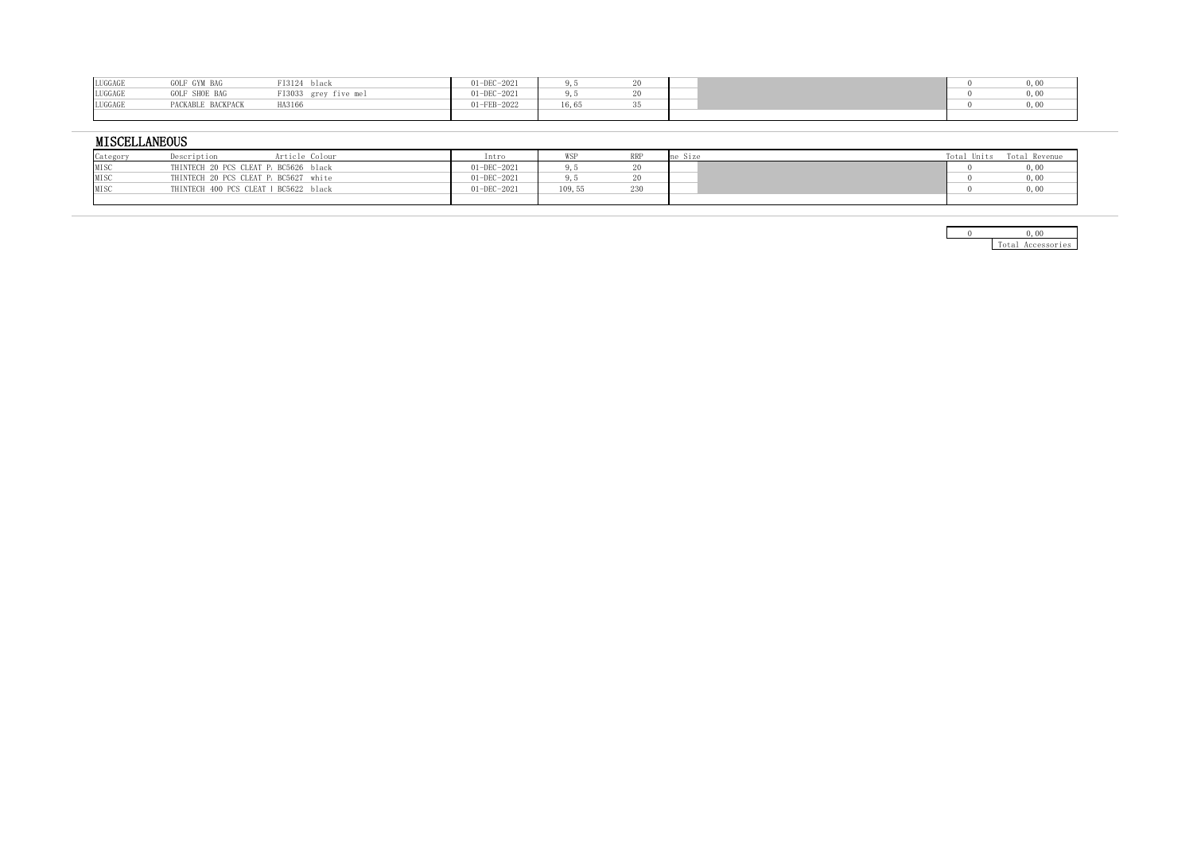| LUGGAGE | GOLF GYM BAG | FI3124 | black | 01-DEC-2021 | 9,5 | 20 | | | 0 | 0,00 |
|---|---|---|---|---|---|---|---|---|---|---|
| LUGGAGE | GOLF SHOE BAG | FI3033 | grey five mel | 01-DEC-2021 | 9,5 | 20 | | | 0 | 0,00 |
| LUGGAGE | PACKABLE BACKPACK | HA3166 | | 01-FEB-2022 | 16,65 | 35 | | | 0 | 0,00 |

## MISCELLANEOUS

| Category | Description | Article | Colour | Intro | WSP | RRP | ne Size | | Total Units | Total Revenue |
|---|---|---|---|---|---|---|---|---|---|---|
| MISC | THINTECH 20 PCS CLEAT P. | BC5626 | black | 01-DEC-2021 | 9,5 | 20 | | | 0 | 0,00 |
| MISC | THINTECH 20 PCS CLEAT P. | BC5627 | white | 01-DEC-2021 | 9,5 | 20 | | | 0 | 0,00 |
| MISC | THINTECH 400 PCS CLEAT I | BC5622 | black | 01-DEC-2021 | 109,55 | 230 | | | 0 | 0,00 |

| | |
|---|---|
| 0 | 0,00 |
| | Total Accessories |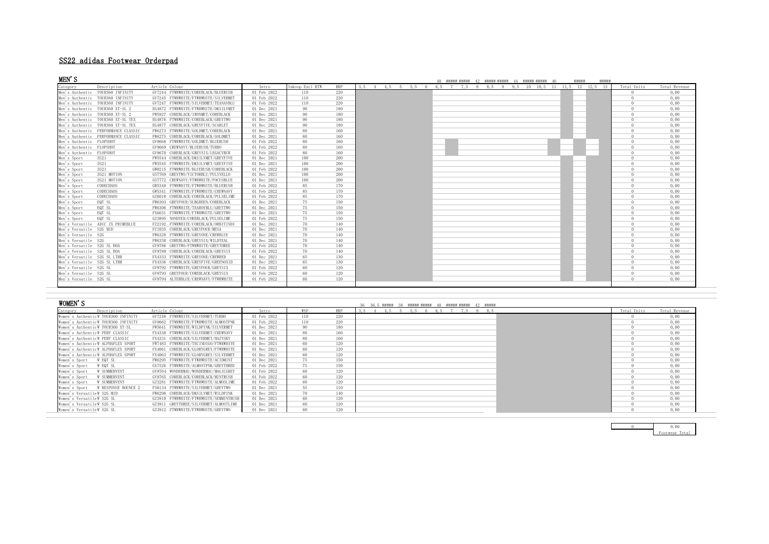## SS22 adidas Footwear Orderpad

### MEN'S

| Category | Description | Article | Colour | Intro | Inkoop Excl BTW | RRP | 3,5 | 4 | 4,5 | 5 | 5,5 | 6 | 6,5 | 7 | 7,5 | 8 | 8,5 | 9 | 9,5 | 10 | 10,5 | 11 | 11,5 | 12 | 12,5 | 13 | Total Units | Total Revenue |
|---|---|---|---|---|---|---|---|---|---|---|---|---|---|---|---|---|---|---|---|---|---|---|---|---|---|---|---|---|
| | | | | | | | | | | | | | 40 | ##### | ##### | 42 | ##### | ##### | 44 | ##### | ##### | 46 | | ##### | | ##### | | |
| Men's Authentic | TOUR360 INFINITY | GV7244 | FTWRWHITE/COREBLACK/BLUERUSH | 01 Feb 2022 | 110 | 220 | | | | | | | | | | | | | | | | | | | | | 0 | 0,00 |
| Men's Authentic | TOUR360 INFINITY | GV7245 | FTWRWHITE/FTWRWHITE/SILVERMET | 01 Feb 2022 | 110 | 220 | | | | | | | | | | | | | | | | | | | | | 0 | 0,00 |
| Men's Authentic | TOUR360 INFINITY | GV7247 | FTWRWHITE/SILVERMET/TEANAVBLU | 01 Feb 2022 | 110 | 220 | | | | | | | | | | | | | | | | | | | | | 0 | 0,00 |
| Men's Authentic | TOUR360 XT-SL 2 | EG4872 | FTWRWHITE/FTWRWHITE/DKSILVMET | 01 Dec 2021 | 90 | 180 | | | | | | | | | | | | | | | | | | | | | 0 | 0,00 |
| Men's Authentic | TOUR360 XT-SL 2 | FW5927 | COREBLACK/IRONMET/COREBLACK | 01 Dec 2021 | 90 | 180 | | | | | | | | | | | | | | | | | | | | | 0 | 0,00 |
| Men's Authentic | TOUR360 XT-SL TEX | EG4876 | FTWRWHITE/COREBLACK/GREYTWO | 01 Dec 2021 | 90 | 180 | | | | | | | | | | | | | | | | | | | | | 0 | 0,00 |
| Men's Authentic | TOUR360 XT-SL TEX | EG4877 | COREBLACK/GREYFIVE/SCARLET | 01 Dec 2021 | 90 | 180 | | | | | | | | | | | | | | | | | | | | | 0 | 0,00 |
| Men's Authentic | PERFORMANCE CLASSIC | FW6273 | FTWRWHITE/GOLDMET/COREBLACK | 01 Dec 2021 | 80 | 160 | | | | | | | | | | | | | | | | | | | | | 0 | 0,00 |
| Men's Authentic | PERFORMANCE CLASSIC | FW6275 | COREBLACK/COREBLACK/GOLDMET | 01 Dec 2021 | 80 | 160 | | | | | | | | | | | | | | | | | | | | | 0 | 0,00 |
| Men's Authentic | FLOPSHOT | GV9668 | FTWRWHITE/GOLDMET/BLUERUSH | 01 Feb 2022 | 80 | 160 | | | | | | | | | | | | | | | | | | | | | 0 | 0,00 |
| Men's Authentic | FLOPSHOT | GV9669 | CREWNAVY/BLUERUSH/TURBO | 01 Feb 2022 | 80 | 160 | | | | | | | | | | | | | | | | | | | | | 0 | 0,00 |
| Men's Authentic | FLOPSHOT | GV9670 | COREBLACK/GREYSIX/LEGACYBUR | 01 Feb 2022 | 80 | 160 | | | | | | | | | | | | | | | | | | | | | 0 | 0,00 |
| Men's Sport | ZG21 | FW5544 | COREBLACK/DKSILVMET/GREYFIVE | 01 Dec 2021 | 100 | 200 | | | | | | | | | | | | | | | | | | | | | 0 | 0,00 |
| Men's Sport | ZG21 | FW5545 | FTWRWHITE/DKSILVMET/GREYFIVE | 01 Dec 2021 | 100 | 200 | | | | | | | | | | | | | | | | | | | | | 0 | 0,00 |
| Men's Sport | ZG21 | GW0215 | FTWRWHITE/BLUERUSH/COREBLACK | 01 Feb 2022 | 100 | 200 | | | | | | | | | | | | | | | | | | | | | 0 | 0,00 |
| Men's Sport | ZG21 MOTION | G57769 | GREYTWO/VICTORBLU/PULSYELLO | 01 Dec 2021 | 100 | 200 | | | | | | | | | | | | | | | | | | | | | 0 | 0,00 |
| Men's Sport | ZG21 MOTION | G57772 | CREWNAVY/FTWRWHITE/FOCUSBLUE | 01 Dec 2021 | 100 | 200 | | | | | | | | | | | | | | | | | | | | | 0 | 0,00 |
| Men's Sport | CODECHAOS | GW5340 | FTWRWHITE/FTWRWHITE/BLUERUSH | 01 Feb 2022 | 85 | 170 | | | | | | | | | | | | | | | | | | | | | 0 | 0,00 |
| Men's Sport | CODECHAOS | GW5341 | FTWRWHITE/FTWRWHITE/CREWNAVY | 01 Feb 2022 | 85 | 170 | | | | | | | | | | | | | | | | | | | | | 0 | 0,00 |
| Men's Sport | CODECHAOS | GZ6010 | COREBLACK/COREBLACK/PULSELIME | 01 Feb 2022 | 85 | 170 | | | | | | | | | | | | | | | | | | | | | 0 | 0,00 |
| Men's Sport | EQT SL | FW6303 | GREYFOUR/SUBGREEN/COREBLACK | 01 Dec 2021 | 75 | 150 | | | | | | | | | | | | | | | | | | | | | 0 | 0,00 |
| Men's Sport | EQT SL | FW6306 | FTWRWHITE/TEAROYBLU/GREYTWO | 01 Dec 2021 | 75 | 150 | | | | | | | | | | | | | | | | | | | | | 0 | 0,00 |
| Men's Sport | EQT SL | FX6631 | FTWRWHITE/FTWRWHITE/GREYTWO | 01 Dec 2021 | 75 | 150 | | | | | | | | | | | | | | | | | | | | | 0 | 0,00 |
| Men's Sport | EQT SL | GZ3895 | NONDYED/COREBLACK/PULSELIME | 01 Feb 2022 | 75 | 150 | | | | | | | | | | | | | | | | | | | | | 0 | 0,00 |
| Men's Versatile | ADIC ZX PRIMEBLUE | FZ2192 | FTWRWHITE/COREBLACK/ORBITINDI | 01 Dec 2021 | 70 | 140 | | | | | | | | | | | | | | | | | | | | | 0 | 0,00 |
| Men's Versatile | S2G MID | FZ1035 | COREBLACK/GREYFOUR/MESA | 01 Dec 2021 | 70 | 140 | | | | | | | | | | | | | | | | | | | | | 0 | 0,00 |
| Men's Versatile | S2G | FW6328 | FTWRWHITE/GREYONE/CREWBLUE | 01 Dec 2021 | 70 | 140 | | | | | | | | | | | | | | | | | | | | | 0 | 0,00 |
| Men's Versatile | S2G | FW6330 | COREBLACK/GREYSIX/WILDTEAL | 01 Dec 2021 | 70 | 140 | | | | | | | | | | | | | | | | | | | | | 0 | 0,00 |
| Men's Versatile | S2G SL BOA | GV9786 | GREYTWO/FTWRWHITE/GREYTHREE | 01 Feb 2022 | 70 | 140 | | | | | | | | | | | | | | | | | | | | | 0 | 0,00 |
| Men's Versatile | S2G SL BOA | GV9789 | COREBLACK/COREBLACK/GREYSIX | 01 Feb 2022 | 70 | 140 | | | | | | | | | | | | | | | | | | | | | 0 | 0,00 |
| Men's Versatile | S2G SL LTHR | FX4333 | FTWRWHITE/GREYONE/CREWRED | 01 Dec 2021 | 65 | 130 | | | | | | | | | | | | | | | | | | | | | 0 | 0,00 |
| Men's Versatile | S2G SL LTHR | FX4336 | COREBLACK/GREYFIVE/GREENOXID | 01 Dec 2021 | 65 | 130 | | | | | | | | | | | | | | | | | | | | | 0 | 0,00 |
| Men's Versatile | S2G SL | GV9792 | FTWRWHITE/GREYFOUR/GREYSIX | 01 Feb 2022 | 60 | 120 | | | | | | | | | | | | | | | | | | | | | 0 | 0,00 |
| Men's Versatile | S2G SL | GV9793 | GREYFOUR/COREBLACK/GREYSIX | 01 Feb 2022 | 60 | 120 | | | | | | | | | | | | | | | | | | | | | 0 | 0,00 |
| Men's Versatile | S2G SL | GV9794 | ALTEHBLUE/CREWNAVY/FTWRWHITE | 01 Feb 2022 | 60 | 120 | | | | | | | | | | | | | | | | | | | | | 0 | 0,00 |

### WOMEN'S

| Category | Description | Article | Colour | Intro | WSP | RRP | 3,5 | 4 | 4,5 | 5 | 5,5 | 6 | 6,5 | 7 | 7,5 | 8 | 8,5 | Total Units | Total Revenue |
|---|---|---|---|---|---|---|---|---|---|---|---|---|---|---|---|---|---|---|---|
| | | | | | | | 36 | 36,5 | ##### | 38 | ##### | ##### | 40 | ##### | ##### | 42 | ##### | | |
| Women's Authentic | W TOUR360 INFINITY | GV7248 | FTWRWHITE/SILVERMET/TURBO | 01 Feb 2022 | 110 | 220 | | | | | | | | | | | | 0 | 0,00 |
| Women's Authentic | W TOUR360 INFINITY | GV9662 | FTWRWHITE/FTWRWHITE/ALMOSTPNK | 01 Feb 2022 | 110 | 220 | | | | | | | | | | | | 0 | 0,00 |
| Women's Authentic | W TOUR360 XT-SL | FW5641 | FTWRWHITE/WILDPINK/SILVERMET | 01 Dec 2021 | 90 | 180 | | | | | | | | | | | | 0 | 0,00 |
| Women's Authentic | W PERF CLASSIC | FX4330 | FTWRWHITE/SILVERMET/CREWNAVY | 01 Dec 2021 | 80 | 160 | | | | | | | | | | | | 0 | 0,00 |
| Women's Authentic | W PERF CLASSIC | FX4331 | COREBLACK/SILVERMET/HAZYSKY | 01 Dec 2021 | 80 | 160 | | | | | | | | | | | | 0 | 0,00 |
| Women's Authentic | W ALPHAFLEX SPORT | FW7483 | FTWRWHITE/TECINDIGO/FTWRWHITE | 01 Dec 2021 | 60 | 120 | | | | | | | | | | | | 0 | 0,00 |
| Women's Authentic | W ALPHAFLEX SPORT | FX4061 | COREBLACK/GLORYGREY/FTWRWHITE | 01 Dec 2021 | 60 | 120 | | | | | | | | | | | | 0 | 0,00 |
| Women's Authentic | W ALPHAFLEX SPORT | FX4063 | FTWRWHITE/GLORYGREY/SILVERMET | 01 Dec 2021 | 60 | 120 | | | | | | | | | | | | 0 | 0,00 |
| Women's Sport | W EQT SL | FW6295 | FTWRWHITE/FTWRWHITE/ACIDMINT | 01 Dec 2021 | 75 | 150 | | | | | | | | | | | | 0 | 0,00 |
| Women's Sport | W EQT SL | GX7526 | FTWRWHITE/ALMOSTPNK/GREYTHREE | 01 Feb 2022 | 75 | 150 | | | | | | | | | | | | 0 | 0,00 |
| Women's Sport | W SUMMERVENT | GV9764 | WONDERMAU/WONDERMAU/MAGICGREY | 01 Feb 2022 | 60 | 120 | | | | | | | | | | | | 0 | 0,00 |
| Women's Sport | W SUMMERVENT | GV9765 | COREBLACK/COREBLACK/MINTRUSH | 01 Feb 2022 | 60 | 120 | | | | | | | | | | | | 0 | 0,00 |
| Women's Sport | W SUMMERVENT | GZ3281 | FTWRWHITE/FTWRWHITE/ALMOSLIME | 01 Feb 2022 | 60 | 120 | | | | | | | | | | | | 0 | 0,00 |
| Women's Sport | W RESPONSE BOUNCE 2 | F36134 | FTWRWHITE/SILVERMET/GREYTWO | 01 Dec 2021 | 55 | 110 | | | | | | | | | | | | 0 | 0,00 |
| Women's Versatile | W S2G MID | FW6298 | COREBLACK/DKSILVMET/WILDPINK | 01 Dec 2021 | 70 | 140 | | | | | | | | | | | | 0 | 0,00 |
| Women's Versatile | W S2G SL | GZ3910 | FTWRWHITE/FTWRWHITE/SEMMINTRUSH | 01 Dec 2021 | 60 | 120 | | | | | | | | | | | | 0 | 0,00 |
| Women's Versatile | W S2G SL | GZ3911 | GREYTHREE/SILVERMET/ALMOSTLIME | 01 Dec 2021 | 60 | 120 | | | | | | | | | | | | 0 | 0,00 |
| Women's Versatile | W S2G SL | GZ3912 | FTWRWHITE/FTWRWHITE/GREYTWO | 01 Dec 2021 | 60 | 120 | | | | | | | | | | | | 0 | 0,00 |

| | |
|---|---|
| 0 | 0,00 |
| | Footwear Total |